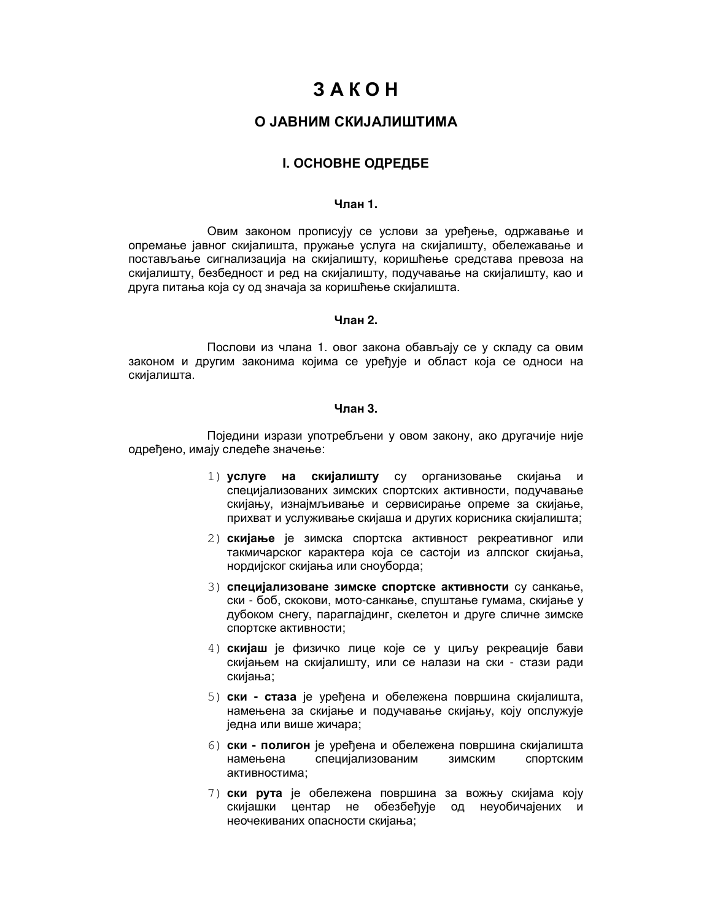# З А К О Н

## О ЈАВНИМ СКИЈАЛИШТИМА

### I. ОСНОВНЕ ОДРЕДБЕ

**Члан 1.**

Овим законом прописују се услови за уређење, одржавање и опремање јавног скијалишта, пружање услуга на скијалишту, обележавање и постављање сигнализација на скијалишту, коришћење средстава превоза на скијалишту, безбедност и ред на скијалишту, подучавање на скијалишту, као и друга питања која су од значаја за коришћење скијалишта.

**Члан 2.**

Послови из члана 1. овог закона обављају се у складу са овим законом и другим законима којима се уређује и област која се односи на скијалишта.

**Члан 3.**

Поједини изрази употребљени у овом закону, ако другачије није одређено, имају следеће значење:

1) **услуге на скијалишту** су организовање скијања и специјализованих зимских спортских активности, подучавање скијању, изнајмљивање и сервисирање опреме за скијање, прихват и услуживање скијаша и других корисника скијалишта;
2) **скијање** је зимска спортска активност рекреативног или такмичарског карактера која се састоји из алпског скијања, нордијског скијања или сноуборда;
3) **специјализоване зимске спортске активности** су санкање, ски - боб, скокови, мото-санкање, спуштање гумама, скијање у дубоком снегу, параглајдинг, скелетон и друге сличне зимске спортске активности;
4) **скијаш** је физичко лице које се у циљу рекреације бави скијањем на скијалишту, или се налази на ски - стази ради скијања;
5) **ски - стаза** је уређена и обележена површина скијалишта, намењена за скијање и подучавање скијању, коју опслужује једна или више жичара;
6) **ски - полигон** је уређена и обележена површина скијалишта намењена специјализованим зимским спортским активностима;
7) **ски рута** је обележена површина за вожњу скијама коју скијашки центар не обезбеђује од неуобичајених и неочекиваних опасности скијања;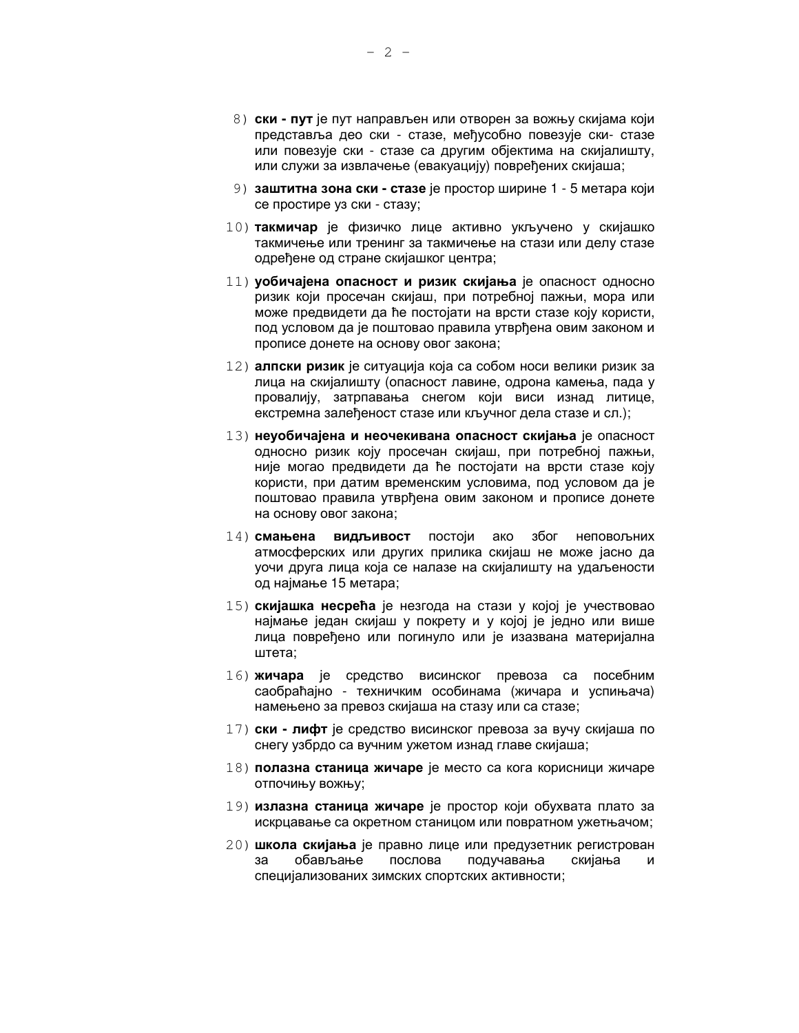8) **ски - пут** је пут направљен или отворен за вожњу скијама који представља део ски - стазе, међусобно повезује ски- стазе или повезује ски - стазе са другим објектима на скијалишту, или служи за извлачење (евакуацију) повређених скијаша;

9) **заштитна зона ски - стазе** је простор ширине 1 - 5 метара који се простире уз ски - стазу;

10) **такмичар** је физичко лице активно укључено у скијашко такмичење или тренинг за такмичење на стази или делу стазе одређене од стране скијашког центра;

11) **уобичајена опасност и ризик скијања** је опасност односно ризик који просечан скијаш, при потребној пажњи, мора или може предвидети да ће постојати на врсти стазе коју користи, под условом да је поштовао правила утврђена овим законом и прописе донете на основу овог закона;

12) **алпски ризик** је ситуација која са собом носи велики ризик за лица на скијалишту (опасност лавине, одрона камења, пада у провалију, затрпавања снегом који виси изнад литице, екстремна залеђеност стазе или кључног дела стазе и сл.);

13) **неуобичајена и неочекивана опасност скијања** је опасност односно ризик коју просечан скијаш, при потребној пажњи, није могао предвидети да ће постојати на врсти стазе коју користи, при датим временским условима, под условом да је поштовао правила утврђена овим законом и прописе донете на основу овог закона;

14) **смањена видљивост** постоји ако због неповољних атмосферских или других прилика скијаш не може јасно да уочи друга лица која се налазе на скијалишту на удаљености од најмање 15 метара;

15) **скијашка несрећа** је незгода на стази у којој је учествовао најмање један скијаш у покрету и у којој је једно или више лица повређено или погинуло или је изазвана материјална штета;

16) **жичара** је средство висинског превоза са посебним саобраћајно - техничким особинама (жичара и успињача) намењено за превоз скијаша на стазу или са стазе;

17) **ски - лифт** је средство висинског превоза за вучу скијаша по снегу узбрдо са вучним ужетом изнад главе скијаша;

18) **полазна станица жичаре** је место са кога корисници жичаре отпочињу вожњу;

19) **излазна станица жичаре** је простор који обухвата плато за искрцавање са окретном станицом или повратном ужетњачом;

20) **школа скијања** је правно лице или предузетник регистрован за обављање послова подучавања скијања и специјализованих зимских спортских активности;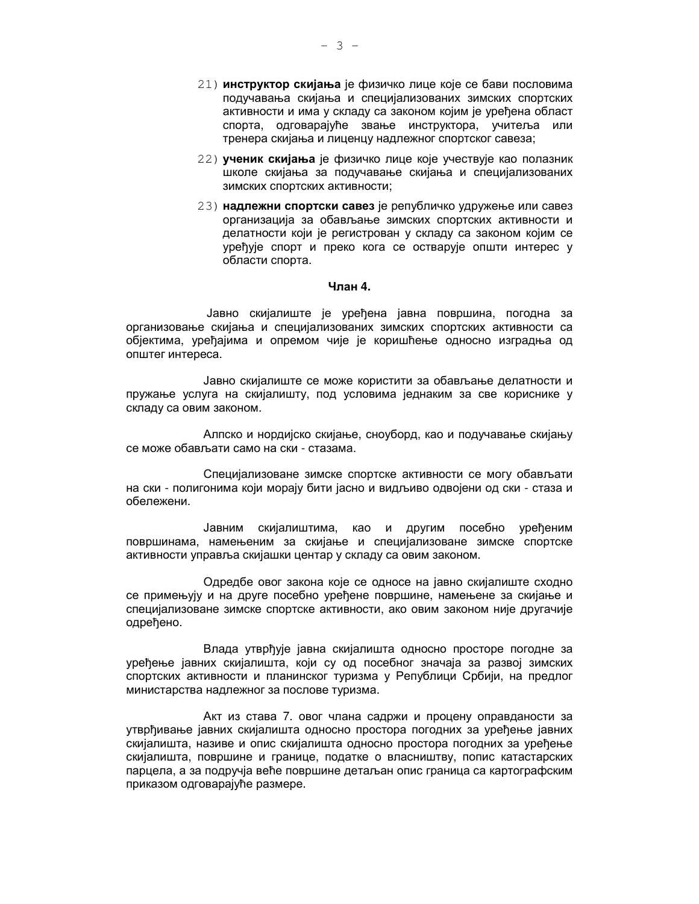21) **инструктор скијања** је физичко лице које се бави пословима подучавања скијања и специјализованих зимских спортских активности и има у складу са законом којим је уређена област спорта, одговарајуће звање инструктора, учитеља или тренера скијања и лиценцу надлежног спортског савеза;

22) **ученик скијања** је физичко лице које учествује као полазник школе скијања за подучавање скијања и специјализованих зимских спортских активности;

23) **надлежни спортски савез** је републичко удружење или савез организација за обављање зимских спортских активности и делатности који је регистрован у складу са законом којим се уређује спорт и преко кога се остварује општи интерес у области спорта.

**Члан 4.**

Јавно скијалиште је уређена јавна површина, погодна за организовање скијања и специјализованих зимских спортских активности са објектима, уређајима и опремом чије је коришћење односно изградња од општег интереса.

Јавно скијалиште се може користити за обављање делатности и пружање услуга на скијалишту, под условима једнаким за све кориснике у складу са овим законом.

Алпско и нордијско скијање, сноуборд, као и подучавање скијању се може обављати само на ски - стазама.

Специјализоване зимске спортске активности се могу обављати на ски - полигонима који морају бити јасно и видљиво одвојени од ски - стаза и обележени.

Јавним скијалиштима, као и другим посебно уређеним површинама, намењеним за скијање и специјализоване зимске спортске активности управља скијашки центар у складу са овим законом.

Одредбе овог закона које се односе на јавно скијалиште сходно се примењују и на друге посебно уређене површине, намењене за скијање и специјализоване зимске спортске активности, ако овим законом није другачије одређено.

Влада утврђује јавна скијалишта односно просторе погодне за уређење јавних скијалишта, који су од посебног значаја за развој зимских спортских активности и планинског туризма у Републици Србији, на предлог министарства надлежног за послове туризма.

Акт из става 7. овог члана садржи и процену оправданости за утврђивање јавних скијалишта односно простора погодних за уређење јавних скијалишта, називе и опис скијалишта односно простора погодних за уређење скијалишта, површине и границе, податке о власништву, попис катастарских парцела, а за подручја веће површине детаљан опис граница са картографским приказом одговарајуће размере.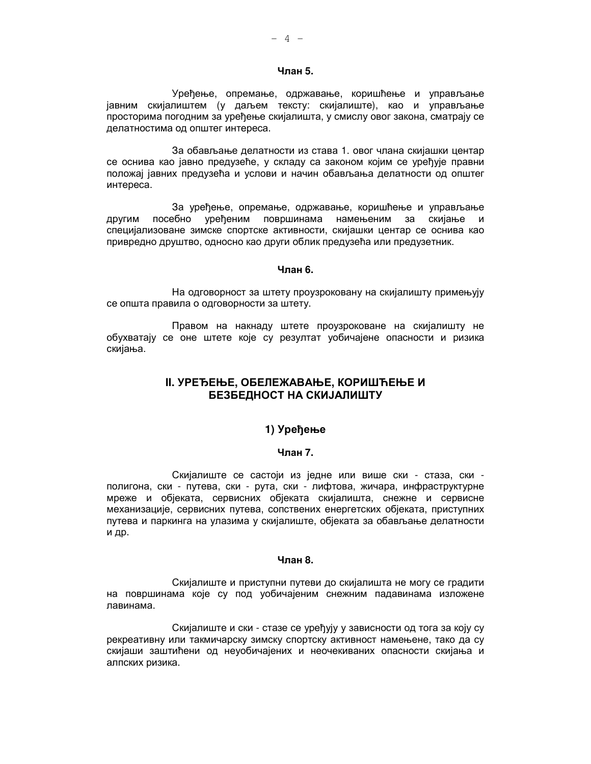**Члан 5.**

Уређење, опремање, одржавање, коришћење и управљање јавним скијалиштем (у даљем тексту: скијалиште), као и управљање просторима погодним за уређење скијалишта, у смислу овог закона, сматрају се делатностима од општег интереса.

За обављање делатности из става 1. овог члана скијашки центар се оснива као јавно предузеће, у складу са законом којим се уређује правни положај јавних предузећа и услови и начин обављања делатности од општег интереса.

За уређење, опремање, одржавање, коришћење и управљање другим посебно уређеним површинама намењеним за скијање и специјализоване зимске спортске активности, скијашки центар се оснива као привредно друштво, односно као други облик предузећа или предузетник.

**Члан 6.**

На одговорност за штету проузроковану на скијалишту примењују се општа правила о одговорности за штету.

Правом на накнаду штете проузроковане на скијалишту не обухватају се оне штете које су резултат уобичајене опасности и ризика скијања.

## II. УРЕЂЕЊЕ, ОБЕЛЕЖАВАЊЕ, КОРИШЋЕЊЕ И БЕЗБЕДНОСТ НА СКИЈАЛИШТУ

### 1) Уређење

**Члан 7.**

Скијалиште се састоји из једне или више ски - стаза, ски - полигона, ски - путева, ски - рута, ски - лифтова, жичара, инфраструктурне мреже и објеката, сервисних објеката скијалишта, снежне и сервисне механизације, сервисних путева, сопствених енергетских објеката, приступних путева и паркинга на улазима у скијалиште, објеката за обављање делатности и др.

**Члан 8.**

Скијалиште и приступни путеви до скијалишта не могу се градити на површинама које су под уобичајеним снежним падавинама изложене лавинама.

Скијалиште и ски - стазе се уређују у зависности од тога за коју су рекреативну или такмичарску зимску спортску активност намењене, тако да су скијаши заштићени од неуобичајених и неочекиваних опасности скијања и алпских ризика.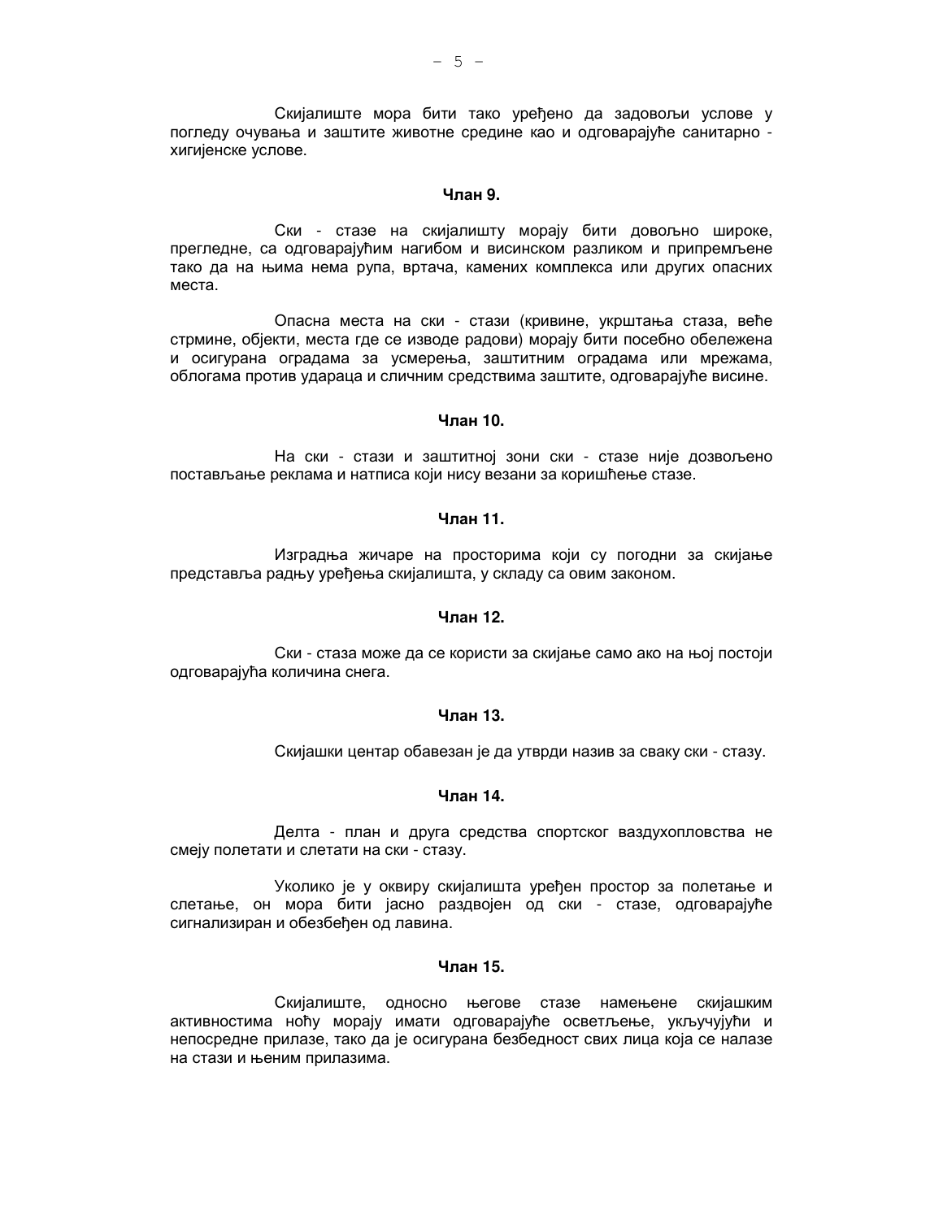Скијалиште мора бити тако уређено да задовољи услове у погледу очувања и заштите животне средине као и одговарајуће санитарно - хигијенске услове.

**Члан 9.**

Ски - стазе на скијалишту морају бити довољно широке, прегледне, са одговарајућим нагибом и висинском разликом и припремљене тако да на њима нема рупа, вртача, камених комплекса или других опасних места.

Опасна места на ски - стази (кривине, укрштања стаза, веће стрмине, објекти, места где се изводе радови) морају бити посебно обележена и осигурана оградама за усмерења, заштитним оградама или мрежама, облогама против удараца и сличним средствима заштите, одговарајуће висине.

**Члан 10.**

На ски - стази и заштитној зони ски - стазе није дозвољено постављање реклама и натписа који нису везани за коришћење стазе.

**Члан 11.**

Изградња жичаре на просторима који су погодни за скијање представља радњу уређења скијалишта, у складу са овим законом.

**Члан 12.**

Ски - стаза може да се користи за скијање само ако на њој постоји одговарајућа количина снега.

**Члан 13.**

Скијашки центар обавезан је да утврди назив за сваку ски - стазу.

**Члан 14.**

Делта - план и друга средства спортског ваздухопловства не смеју полетати и слетати на ски - стазу.

Уколико је у оквиру скијалишта уређен простор за полетање и слетање, он мора бити јасно раздвојен од ски - стазе, одговарајуће сигнализиран и обезбеђен од лавина.

**Члан 15.**

Скијалиште, односно његове стазе намењене скијашким активностима ноћу морају имати одговарајуће осветљење, укључујући и непосредне прилазе, тако да је осигурана безбедност свих лица која се налазе на стази и њеним прилазима.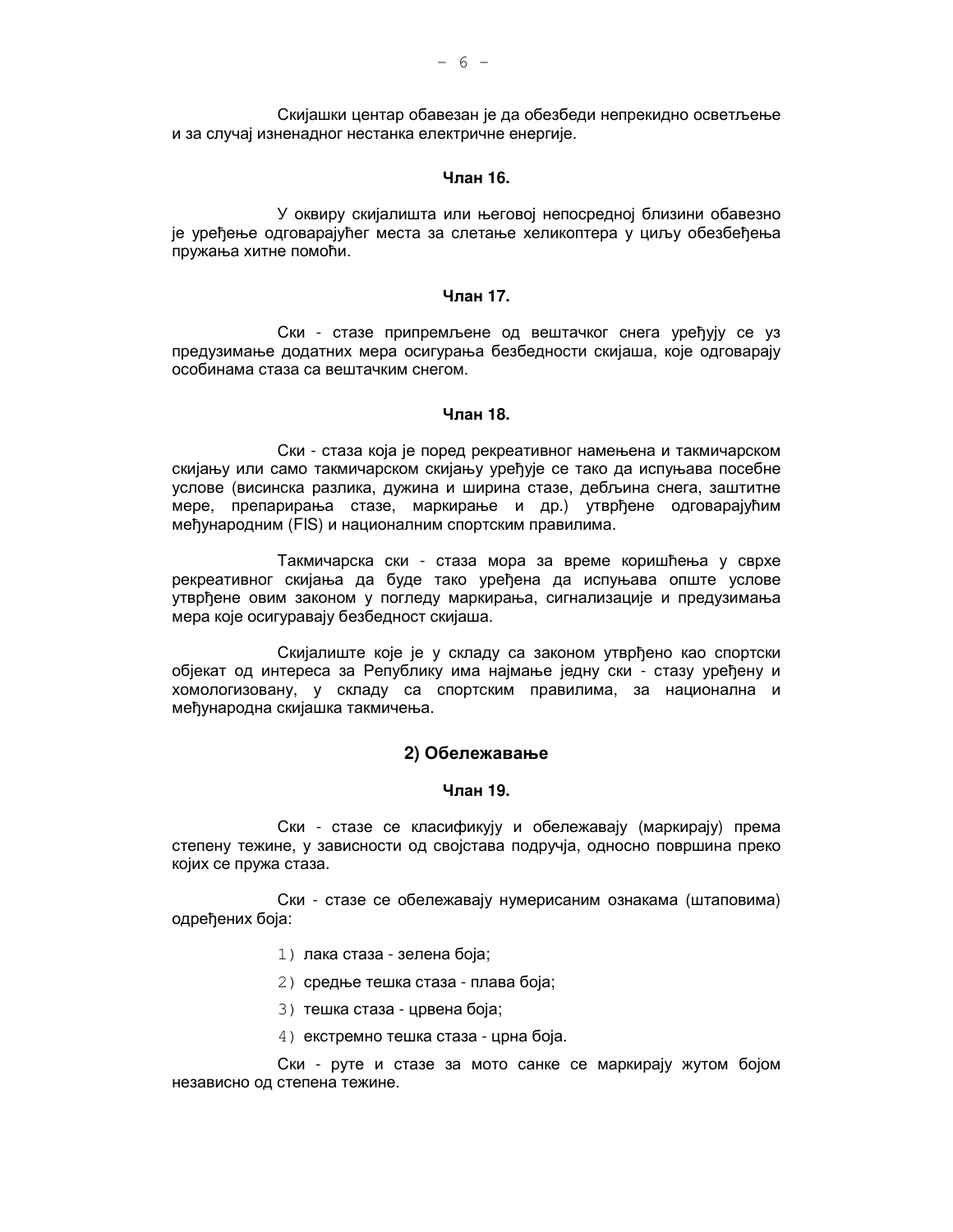Скијашки центар обавезан је да обезбеди непрекидно осветљење и за случај изненадног нестанка електричне енергије.

**Члан 16.**

У оквиру скијалишта или његовој непосредној близини обавезно је уређење одговарајућег места за слетање хеликоптера у циљу обезбеђења пружања хитне помоћи.

**Члан 17.**

Ски - стазе припремљене од вештачког снега уређују се уз предузимање додатних мера осигурања безбедности скијаша, које одговарају особинама стаза са вештачким снегом.

**Члан 18.**

Ски - стаза која је поред рекреативног намењена и такмичарском скијању или само такмичарском скијању уређује се тако да испуњава посебне услове (висинска разлика, дужина и ширина стазе, дебљина снега, заштитне мере, препарирања стазе, маркирање и др.) утврђене одговарајућим међународним (FIS) и националним спортским правилима.

Такмичарска ски - стаза мора за време коришћења у сврхе рекреативног скијања да буде тако уређена да испуњава опште услове утврђене овим законом у погледу маркирања, сигнализације и предузимања мера које осигуравају безбедност скијаша.

Скијалиште које је у складу са законом утврђено као спортски објекат од интереса за Републику има најмање једну ски - стазу уређену и хомологизовану, у складу са спортским правилима, за национална и међународна скијашка такмичења.

### 2) Обележавање

**Члан 19.**

Ски - стазе се класификују и обележавају (маркирају) према степену тежине, у зависности од својстава подручја, односно површина преко којих се пружа стаза.

Ски - стазе се обележавају нумерисаним ознакама (штаповима) одређених боја:

1) лака стаза - зелена боја;

2) средње тешка стаза - плава боја;

3) тешка стаза - црвена боја;

4) екстремно тешка стаза - црна боја.

Ски - руте и стазе за мото санке се маркирају жутом бојом независно од степена тежине.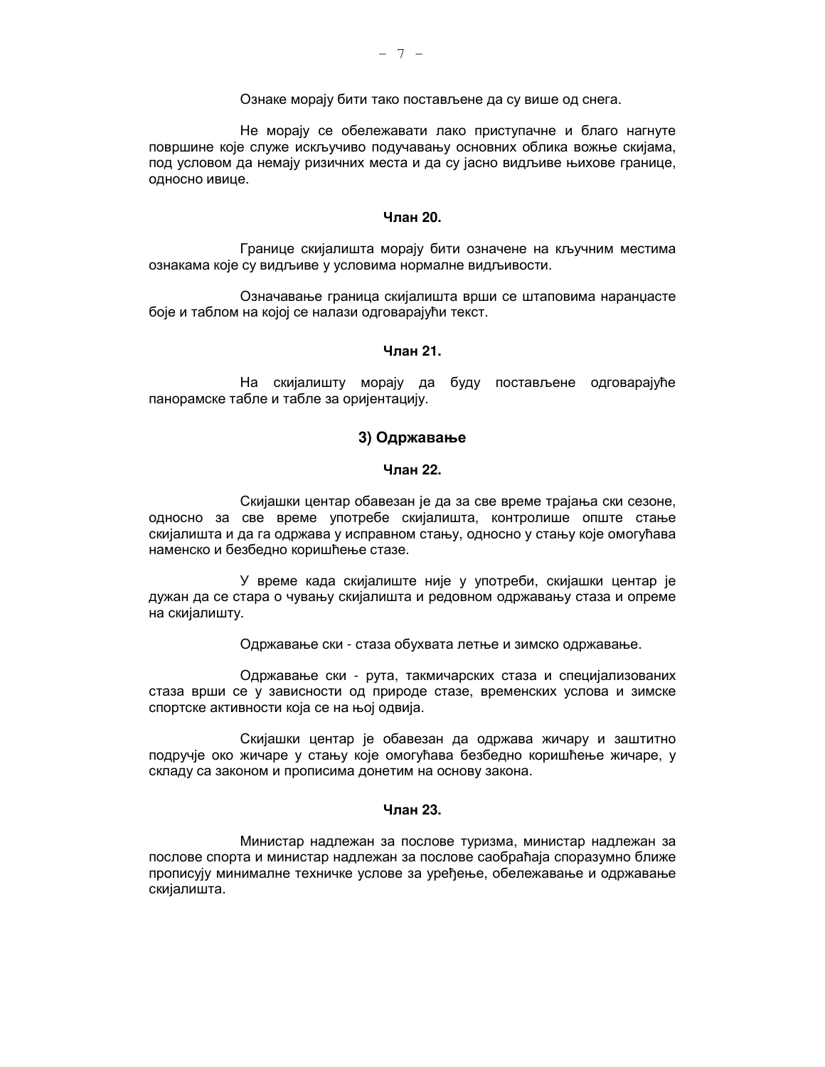Ознаке морају бити тако постављене да су више од снега.

Не морају се обележавати лако приступачне и благо нагнуте површине које служе искључиво подучавању основних облика вожње скијама, под условом да немају ризичних места и да су јасно видљиве њихове границе, односно ивице.

**Члан 20.**

Границе скијалишта морају бити означене на кључним местима ознакама које су видљиве у условима нормалне видљивости.

Означавање граница скијалишта врши се штаповима наранџасте боје и таблом на којој се налази одговарајући текст.

**Члан 21.**

На скијалишту морају да буду постављене одговарајуће панорамске табле и табле за оријентацију.

### 3) Одржавање

**Члан 22.**

Скијашки центар обавезан је да за све време трајања ски сезоне, односно за све време употребе скијалишта, контролише опште стање скијалишта и да га одржава у исправном стању, односно у стању које омогућава наменско и безбедно коришћење стазе.

У време када скијалиште није у употреби, скијашки центар је дужан да се стара о чувању скијалишта и редовном одржавању стаза и опреме на скијалишту.

Одржавање ски - стаза обухвата летње и зимско одржавање.

Одржавање ски - рута, такмичарских стаза и специјализованих стаза врши се у зависности од природе стазе, временских услова и зимске спортске активности која се на њој одвија.

Скијашки центар је обавезан да одржава жичару и заштитно подручје око жичаре у стању које омогућава безбедно коришћење жичаре, у складу са законом и прописима донетим на основу закона.

**Члан 23.**

Министар надлежан за послове туризма, министар надлежан за послове спорта и министар надлежан за послове саобраћаја споразумно ближе прописују минималне техничке услове за уређење, обележавање и одржавање скијалишта.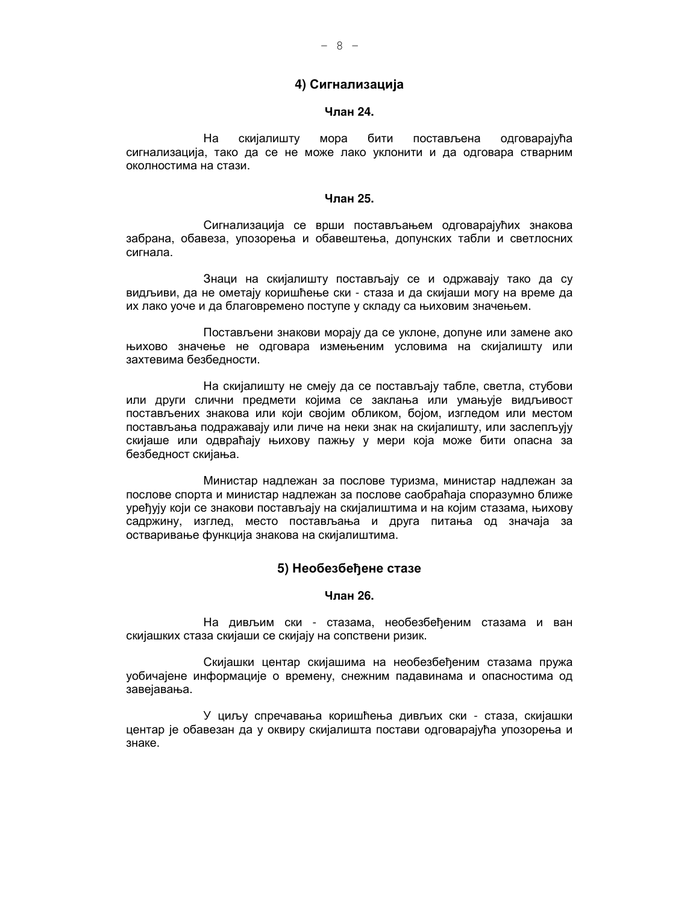### 4) Сигнализација

**Члан 24.**

На скијалишту мора бити постављена одговарајућа сигнализација, тако да се не може лако уклонити и да одговара стварним околностима на стази.

**Члан 25.**

Сигнализација се врши постављањем одговарајућих знакова забрана, обавеза, упозорења и обавештења, допунских табли и светлосних сигнала.

Знаци на скијалишту постављају се и одржавају тако да су видљиви, да не ометају коришћење ски - стаза и да скијаши могу на време да их лако уоче и да благовремено поступе у складу са њиховим значењем.

Постављени знакови морају да се уклоне, допуне или замене ако њихово значење не одговара измењеним условима на скијалишту или захтевима безбедности.

На скијалишту не смеју да се постављају табле, светла, стубови или други слични предмети којима се заклања или умањује видљивост постављених знакова или који својим обликом, бојом, изгледом или местом постављања подражавају или личе на неки знак на скијалишту, или заслепљују скијаше или одвраћају њихову пажњу у мери која може бити опасна за безбедност скијања.

Министар надлежан за послове туризма, министар надлежан за послове спорта и министар надлежан за послове саобраћаја споразумно ближе уређују који се знакови постављају на скијалиштима и на којим стазама, њихову садржину, изглед, место постављања и друга питања од значаја за остваривање функција знакова на скијалиштима.

### 5) Необезбеђене стазе

**Члан 26.**

На дивљим ски - стазама, необезбеђеним стазама и ван скијашких стаза скијаши се скијају на сопствени ризик.

Скијашки центар скијашима на необезбеђеним стазама пружа уобичајене информације о времену, снежним падавинама и опасностима од завејавања.

У циљу спречавања коришћења дивљих ски - стаза, скијашки центар је обавезан да у оквиру скијалишта постави одговарајућа упозорења и знаке.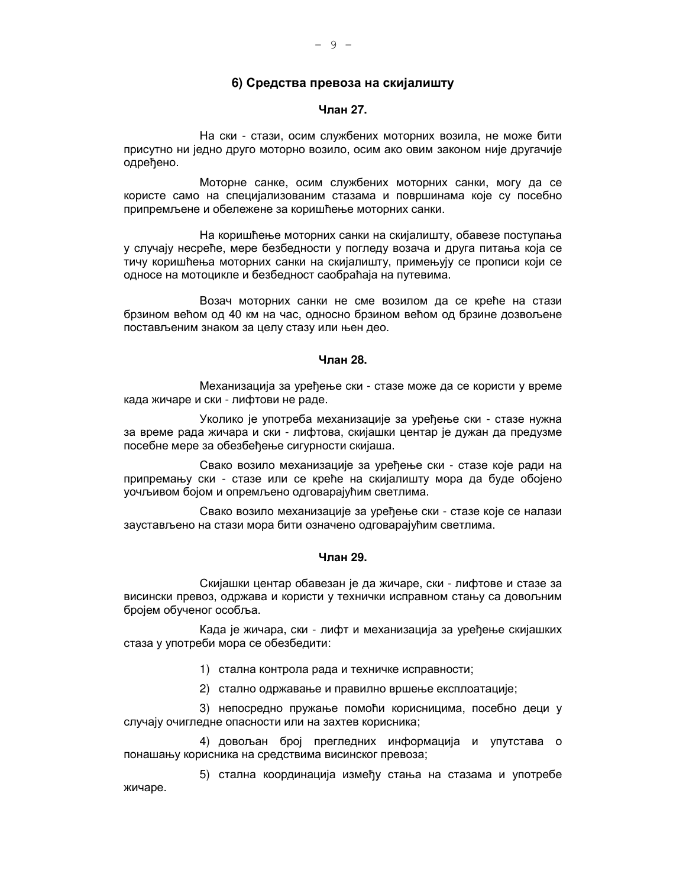### 6) Средства превоза на скијалишту

#### Члан 27.

На ски - стази, осим службених моторних возила, не може бити присутно ни једно друго моторно возило, осим ако овим законом није другачије одређено.

Моторне санке, осим службених моторних санки, могу да се користе само на специјализованим стазама и површинама које су посебно припремљене и обележене за коришћење моторних санки.

На коришћење моторних санки на скијалишту, обавезе поступања у случају несреће, мере безбедности у погледу возача и друга питања која се тичу коришћења моторних санки на скијалишту, примењују се прописи који се односе на мотоцикле и безбедност саобраћаја на путевима.

Возач моторних санки не сме возилом да се креће на стази брзином већом од 40 км на час, односно брзином већом од брзине дозвољене постављеним знаком за целу стазу или њен део.

#### Члан 28.

Механизација за уређење ски - стазе може да се користи у време када жичаре и ски - лифтови не раде.

Уколико је употреба механизације за уређење ски - стазе нужна за време рада жичара и ски - лифтова, скијашки центар је дужан да предузме посебне мере за обезбеђење сигурности скијаша.

Свако возило механизације за уређење ски - стазе које ради на припремању ски - стазе или се креће на скијалишту мора да буде обојено уочљивом бојом и опремљено одговарајућим светлима.

Свако возило механизације за уређење ски - стазе које се налази заустављено на стази мора бити означено одговарајућим светлима.

#### Члан 29.

Скијашки центар обавезан је да жичаре, ски - лифтове и стазе за висински превоз, одржава и користи у технички исправном стању са довољним бројем обученог особља.

Када је жичара, ски - лифт и механизација за уређење скијашких стаза у употреби мора се обезбедити:

1) стална контрола рада и техничке исправности;

2) стално одржавање и правилно вршење експлоатације;

3) непосредно пружање помоћи корисницима, посебно деци у случају очигледне опасности или на захтев корисника;

4) довољан број прегледних информација и упутстава о понашању корисника на средствима висинског превоза;

5) стална координација између стања на стазама и употребе жичаре.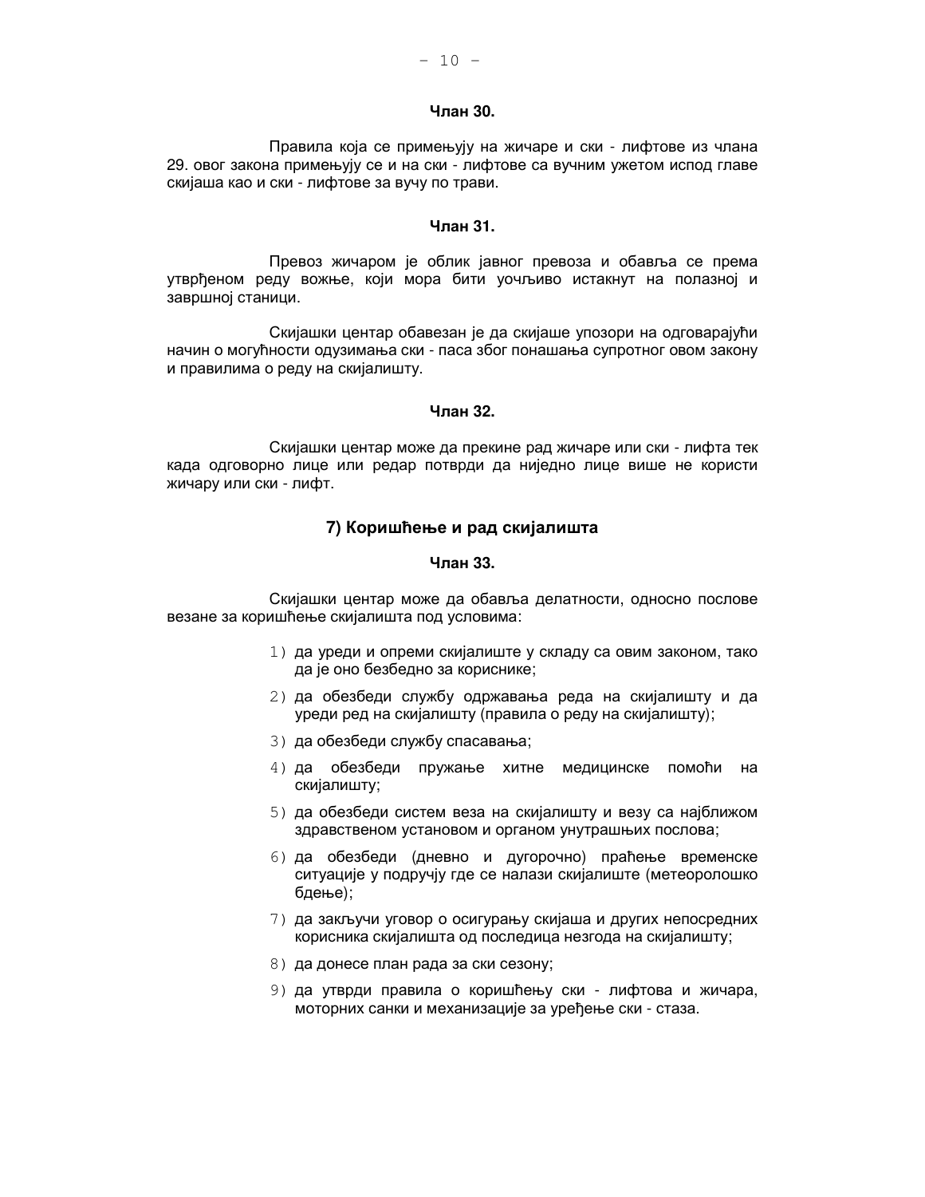**Члан 30.**

Правила која се примењују на жичаре и ски - лифтове из члана 29. овог закона примењују се и на ски - лифтове са вучним ужетом испод главе скијаша као и ски - лифтове за вучу по трави.

**Члан 31.**

Превоз жичаром је облик јавног превоза и обавља се према утврђеном реду вожње, који мора бити уочљиво истакнут на полазној и завршној станици.

Скијашки центар обавезан је да скијаше упозори на одговарајући начин о могућности одузимања ски - паса због понашања супротног овом закону и правилима о реду на скијалишту.

**Члан 32.**

Скијашки центар може да прекине рад жичаре или ски - лифта тек када одговорно лице или редар потврди да ниједно лице више не користи жичару или ски - лифт.

## 7) Коришћење и рад скијалишта

**Члан 33.**

Скијашки центар може да обавља делатности, односно послове везане за коришћење скијалишта под условима:

1) да уреди и опреми скијалиште у складу са овим законом, тако да је оно безбедно за кориснике;
2) да обезбеди службу одржавања реда на скијалишту и да уреди ред на скијалишту (правила о реду на скијалишту);
3) да обезбеди службу спасавања;
4) да обезбеди пружање хитне медицинске помоћи на скијалишту;
5) да обезбеди систем веза на скијалишту и везу са најближом здравственом установом и органом унутрашњих послова;
6) да обезбеди (дневно и дугорочно) праћење временске ситуације у подручју где се налази скијалиште (метеоролошко бдење);
7) да закључи уговор о осигурању скијаша и других непосредних корисника скијалишта од последица незгода на скијалишту;
8) да донесе план рада за ски сезону;
9) да утврди правила о коришћењу ски - лифтова и жичара, моторних санки и механизације за уређење ски - стаза.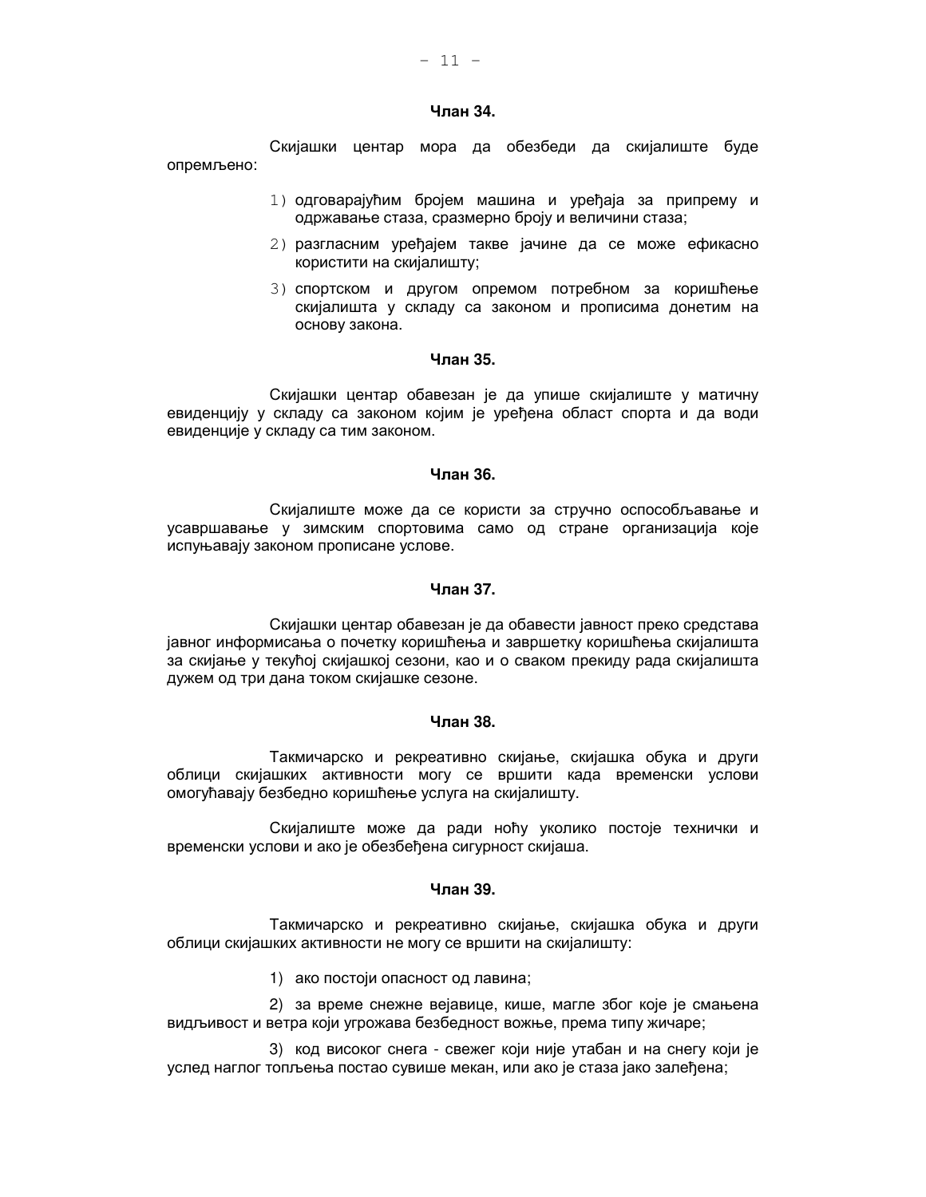**Члан 34.**

Скијашки центар мора да обезбеди да скијалиште буде опремљено:

1) одговарајућим бројем машина и уређаја за припрему и одржавање стаза, сразмерно броју и величини стаза;

2) разгласним уређајем такве јачине да се може ефикасно користити на скијалишту;

3) спортском и другом опремом потребном за коришћење скијалишта у складу са законом и прописима донетим на основу закона.

**Члан 35.**

Скијашки центар обавезан је да упише скијалиште у матичну евиденцију у складу са законом којим је уређена област спорта и да води евиденције у складу са тим законом.

**Члан 36.**

Скијалиште може да се користи за стручно оспособљавање и усавршавање у зимским спортовима само од стране организација које испуњавају законом прописане услове.

**Члан 37.**

Скијашки центар обавезан је да обавести јавност преко средстава јавног информисања о почетку коришћења и завршетку коришћења скијалишта за скијање у текућој скијашкој сезони, као и о сваком прекиду рада скијалишта дужем од три дана током скијашке сезоне.

**Члан 38.**

Такмичарско и рекреативно скијање, скијашка обука и други облици скијашких активности могу се вршити када временски услови омогућавају безбедно коришћење услуга на скијалишту.

Скијалиште може да ради ноћу уколико постоје технички и временски услови и ако је обезбеђена сигурност скијаша.

**Члан 39.**

Такмичарско и рекреативно скијање, скијашка обука и други облици скијашких активности не могу се вршити на скијалишту:

1) ако постоји опасност од лавина;

2) за време снежне вејавице, кише, магле због које је смањена видљивост и ветра који угрожава безбедност вожње, према типу жичаре;

3) код високог снега - свежег који није утабан и на снегу који је услед наглог топљења постао сувише мекан, или ако је стаза јако залеђена;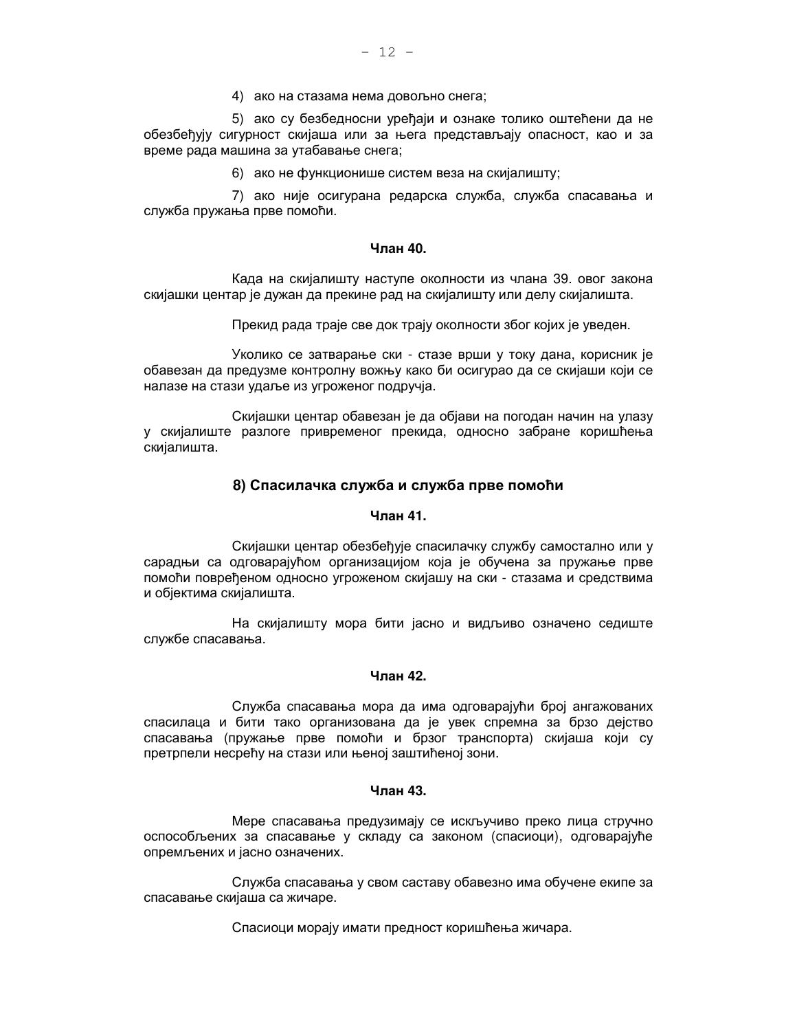4) ако на стазама нема довољно снега;

5) ако су безбедносни уређаји и ознаке толико оштећени да не обезбеђују сигурност скијаша или за њега представљају опасност, као и за време рада машина за утабавање снега;

6) ако не функционише систем веза на скијалишту;

7) ако није осигурана редарска служба, служба спасавања и служба пружања прве помоћи.

**Члан 40.**

Када на скијалишту наступе околности из члана 39. овог закона скијашки центар је дужан да прекине рад на скијалишту или делу скијалишта.

Прекид рада траје све док трају околности због којих је уведен.

Уколико се затварање ски - стазе врши у току дана, корисник је обавезан да предузме контролну вожњу како би осигурао да се скијаши који се налазе на стази удаље из угроженог подручја.

Скијашки центар обавезан је да објави на погодан начин на улазу у скијалиште разлоге привременог прекида, односно забране коришћења скијалишта.

## 8) Спасилачка служба и служба прве помоћи

**Члан 41.**

Скијашки центар обезбеђује спасилачку службу самостално или у сарадњи са одговарајућом организацијом која је обучена за пружање прве помоћи повређеном односно угроженом скијашу на ски - стазама и средствима и објектима скијалишта.

На скијалишту мора бити јасно и видљиво означено седиште службе спасавања.

**Члан 42.**

Служба спасавања мора да има одговарајући број ангажованих спасилаца и бити тако организована да је увек спремна за брзо дејство спасавања (пружање прве помоћи и брзог транспорта) скијаша који су претрпели несрећу на стази или њеној заштићеној зони.

**Члан 43.**

Мере спасавања предузимају се искључиво преко лица стручно оспособљених за спасавање у складу са законом (спасиоци), одговарајуће опремљених и јасно означених.

Служба спасавања у свом саставу обавезно има обучене екипе за спасавање скијаша са жичаре.

Спасиоци морају имати предност коришћења жичара.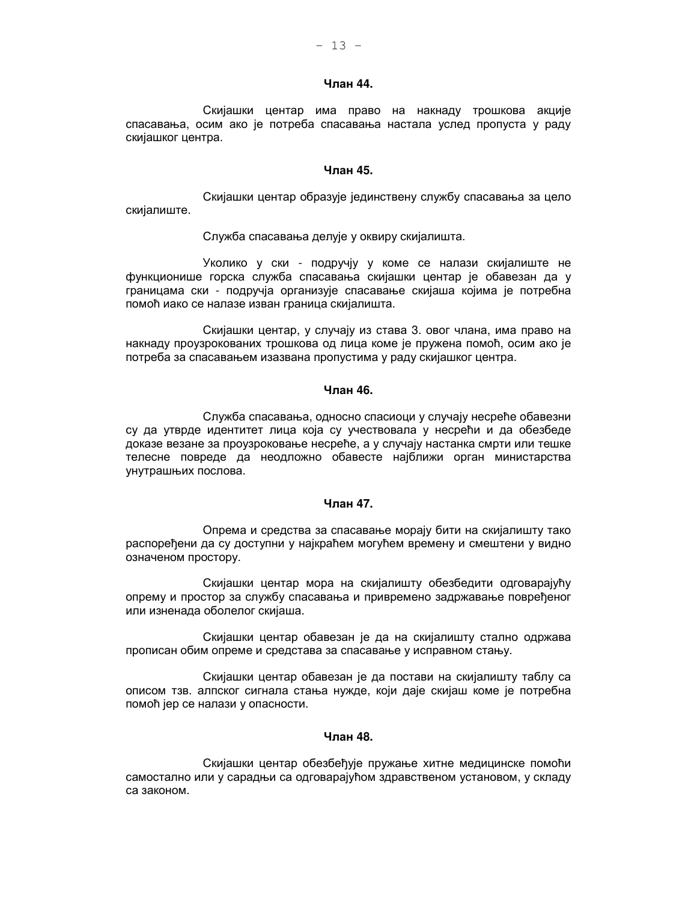**Члан 44.**

Скијашки центар има право на накнаду трошкова акције спасавања, осим ако је потреба спасавања настала услед пропуста у раду скијашког центра.

**Члан 45.**

Скијашки центар образује јединствену службу спасавања за цело скијалиште.

Служба спасавања делује у оквиру скијалишта.

Уколико у ски - подручју у коме се налази скијалиште не функционише горска служба спасавања скијашки центар је обавезан да у границама ски - подручја организује спасавање скијаша којима је потребна помоћ иако се налазе изван граница скијалишта.

Скијашки центар, у случају из става 3. овог члана, има право на накнаду проузрокованих трошкова од лица коме је пружена помоћ, осим ако је потреба за спасавањем изазвана пропустима у раду скијашког центра.

**Члан 46.**

Служба спасавања, односно спасиоци у случају несреће обавезни су да утврде идентитет лица која су учествовала у несрећи и да обезбеде доказе везане за проузроковање несреће, а у случају настанка смрти или тешке телесне повреде да неодложно обавесте најближи орган министарства унутрашњих послова.

**Члан 47.**

Опрема и средства за спасавање морају бити на скијалишту тако распоређени да су доступни у најкраћем могућем времену и смештени у видно означеном простору.

Скијашки центар мора на скијалишту обезбедити одговарајућу опрему и простор за службу спасавања и привремено задржавање повређеног или изненада оболелог скијаша.

Скијашки центар обавезан је да на скијалишту стално одржава прописан обим опреме и средстава за спасавање у исправном стању.

Скијашки центар обавезан је да постави на скијалишту таблу са описом тзв. алпског сигнала стања нужде, који даје скијаш коме је потребна помоћ јер се налази у опасности.

**Члан 48.**

Скијашки центар обезбеђује пружање хитне медицинске помоћи самостално или у сарадњи са одговарајућом здравственом установом, у складу са законом.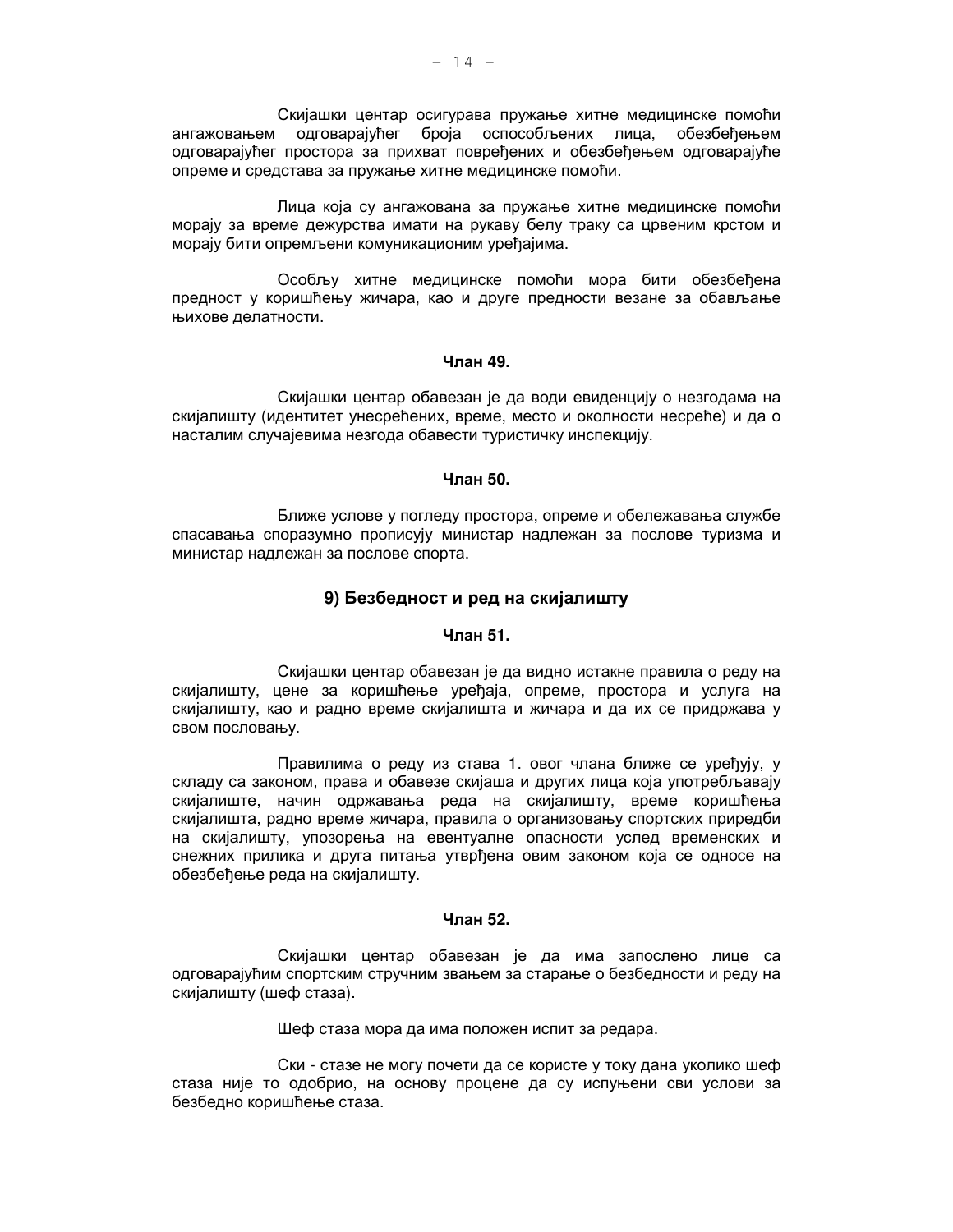Скијашки центар осигурава пружање хитне медицинске помоћи ангажовањем одговарајућег броја оспособљених лица, обезбеђењем одговарајућег простора за прихват повређених и обезбеђењем одговарајуће опреме и средстава за пружање хитне медицинске помоћи.

Лица која су ангажована за пружање хитне медицинске помоћи морају за време дежурства имати на рукаву белу траку са црвеним крстом и морају бити опремљени комуникационим уређајима.

Особљу хитне медицинске помоћи мора бити обезбеђена предност у коришћењу жичара, као и друге предности везане за обављање њихове делатности.

**Члан 49.**

Скијашки центар обавезан је да води евиденцију о незгодама на скијалишту (идентитет унесрећених, време, место и околности несреће) и да о насталим случајевима незгода обавести туристичку инспекцију.

**Члан 50.**

Ближе услове у погледу простора, опреме и обележавања службе спасавања споразумно прописују министар надлежан за послове туризма и министар надлежан за послове спорта.

## 9) Безбедност и ред на скијалишту

**Члан 51.**

Скијашки центар обавезан је да видно истакне правила о реду на скијалишту, цене за коришћење уређаја, опреме, простора и услуга на скијалишту, као и радно време скијалишта и жичара и да их се придржава у свом пословању.

Правилима о реду из става 1. овог члана ближе се уређују, у складу са законом, права и обавезе скијаша и других лица која употребљавају скијалиште, начин одржавања реда на скијалишту, време коришћења скијалишта, радно време жичара, правила о организовању спортских приредби на скијалишту, упозорења на евентуалне опасности услед временских и снежних прилика и друга питања утврђена овим законом која се односе на обезбеђење реда на скијалишту.

**Члан 52.**

Скијашки центар обавезан је да има запослено лице са одговарајућим спортским стручним звањем за старање о безбедности и реду на скијалишту (шеф стаза).

Шеф стаза мора да има положен испит за редара.

Ски - стазе не могу почети да се користе у току дана уколико шеф стаза није то одобрио, на основу процене да су испуњени сви услови за безбедно коришћење стаза.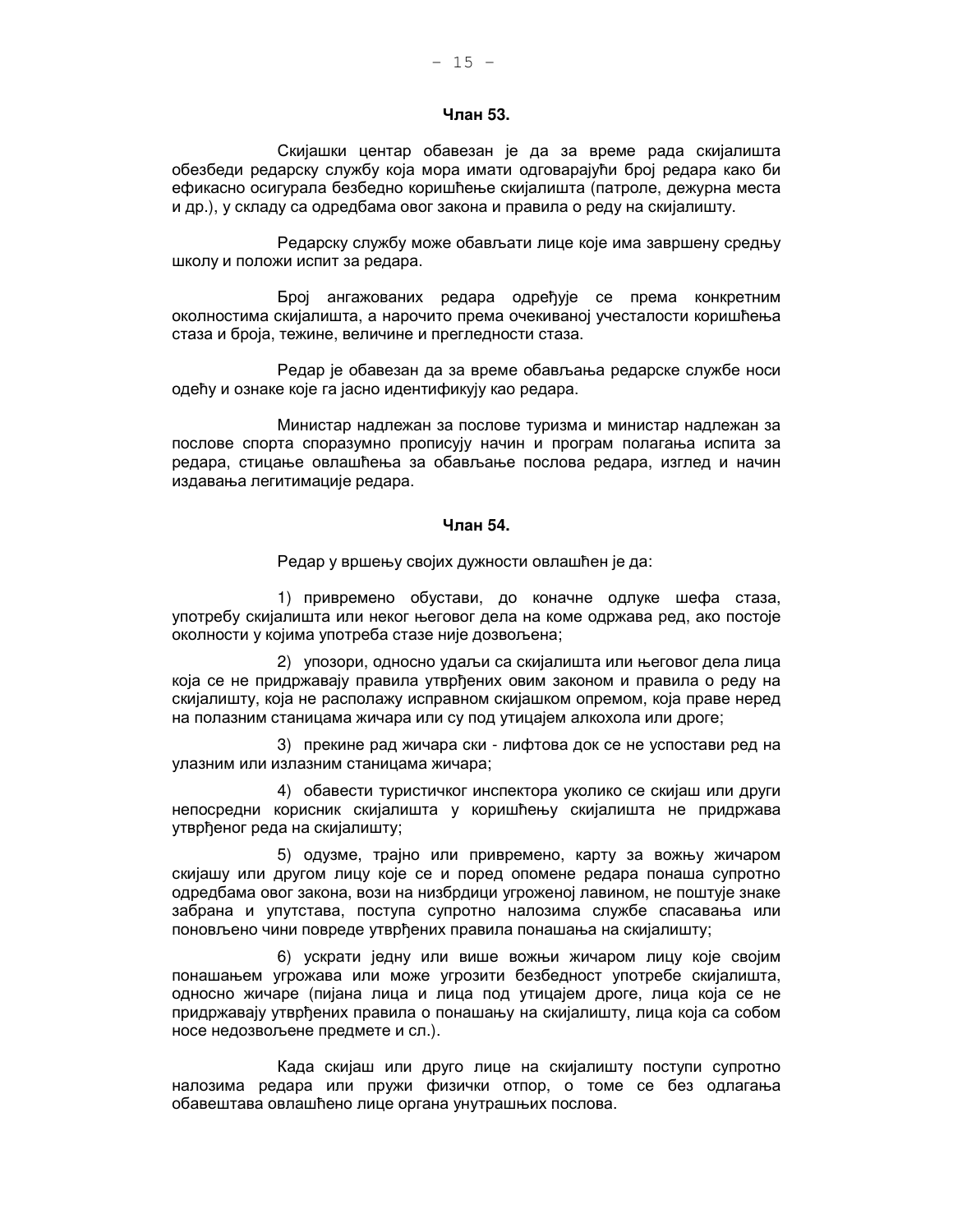**Члан 53.**

Скијашки центар обавезан је да за време рада скијалишта обезбеди редарску службу која мора имати одговарајући број редара како би ефикасно осигурала безбедно коришћење скијалишта (патроле, дежурна места и др.), у складу са одредбама овог закона и правила о реду на скијалишту.

Редарску службу може обављати лице које има завршену средњу школу и положи испит за редара.

Број ангажованих редара одређује се према конкретним околностима скијалишта, а нарочито према очекиваној учесталости коришћења стаза и броја, тежине, величине и прегледности стаза.

Редар је обавезан да за време обављања редарске службе носи одећу и ознаке које га јасно идентификују као редара.

Министар надлежан за послове туризма и министар надлежан за послове спорта споразумно прописују начин и програм полагања испита за редара, стицање овлашћења за обављање послова редара, изглед и начин издавања легитимације редара.

**Члан 54.**

Редар у вршењу својих дужности овлашћен је да:

1) привремено обустави, до коначне одлуке шефа стаза, употребу скијалишта или неког његовог дела на коме одржава ред, ако постоје околности у којима употреба стазе није дозвољена;

2) упозори, односно удаљи са скијалишта или његовог дела лица која се не придржавају правила утврђених овим законом и правила о реду на скијалишту, која не располажу исправном скијашком опремом, која праве неред на полазним станицама жичара или су под утицајем алкохола или дроге;

3) прекине рад жичара ски - лифтова док се не успостави ред на улазним или излазним станицама жичара;

4) обавести туристичког инспектора уколико се скијаш или други непосредни корисник скијалишта у коришћењу скијалишта не придржава утврђеног реда на скијалишту;

5) одузме, трајно или привремено, карту за вожњу жичаром скијашу или другом лицу које се и поред опомене редара понаша супротно одредбама овог закона, вози на низбрдици угроженој лавином, не поштује знаке забрана и упутстава, поступа супротно налозима службе спасавања или поновљено чини повреде утврђених правила понашања на скијалишту;

6) ускрати једну или више вожњи жичаром лицу које својим понашањем угрожава или може угрозити безбедност употребе скијалишта, односно жичаре (пијана лица и лица под утицајем дроге, лица која се не придржавају утврђених правила о понашању на скијалишту, лица која са собом носе недозвољене предмете и сл.).

Када скијаш или друго лице на скијалишту поступи супротно налозима редара или пружи физички отпор, о томе се без одлагања обавештава овлашћено лице органа унутрашњих послова.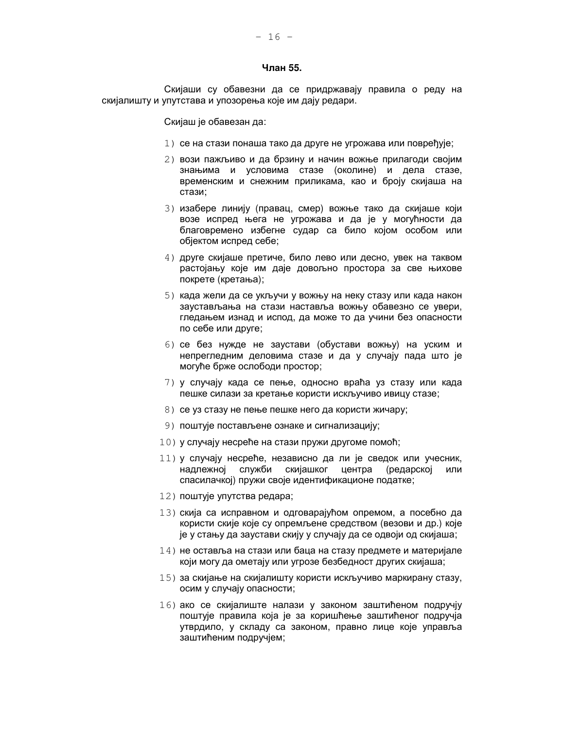**Члан 55.**

Скијаши су обавезни да се придржавају правила о реду на скијалишту и упутстава и упозорења које им дају редари.

Скијаш је обавезан да:

1) се на стази понаша тако да друге не угрожава или повређује;
2) вози пажљиво и да брзину и начин вожње прилагоди својим знањима и условима стазе (околине) и дела стазе, временским и снежним приликама, као и броју скијаша на стази;
3) изабере линију (правац, смер) вожње тако да скијаше који возе испред њега не угрожава и да је у могућности да благовремено избегне судар са било којом особом или објектом испред себе;
4) друге скијаше претиче, било лево или десно, увек на таквом растојању које им даје довољно простора за све њихове покрете (кретања);
5) када жели да се укључи у вожњу на неку стазу или када након заустављања на стази наставља вожњу обавезно се увери, гледањем изнад и испод, да може то да учини без опасности по себе или друге;
6) се без нужде не заустави (обустави вожњу) на уским и непрегледним деловима стазе и да у случају пада што је могуће брже ослободи простор;
7) у случају када се пење, односно враћа уз стазу или када пешке силази за кретање користи искључиво ивицу стазе;
8) се уз стазу не пење пешке него да користи жичару;
9) поштује постављене ознаке и сигнализацију;
10) у случају несреће на стази пружи другоме помоћ;
11) у случају несреће, независно да ли је сведок или учесник, надлежној служби скијашког центра (редарској или спасилачкој) пружи своје идентификационе податке;
12) поштује упутства редара;
13) скија са исправном и одговарајућом опремом, а посебно да користи скије које су опремљене средством (везови и др.) које је у стању да заустави скију у случају да се одвоји од скијаша;
14) не оставља на стази или баца на стазу предмете и материјале који могу да ометају или угрозе безбедност других скијаша;
15) за скијање на скијалишту користи искључиво маркирану стазу, осим у случају опасности;
16) ако се скијалиште налази у законом заштићеном подручју поштује правила која је за коришћење заштићеног подручја утврдило, у складу са законом, правно лице које управља заштићеним подручјем;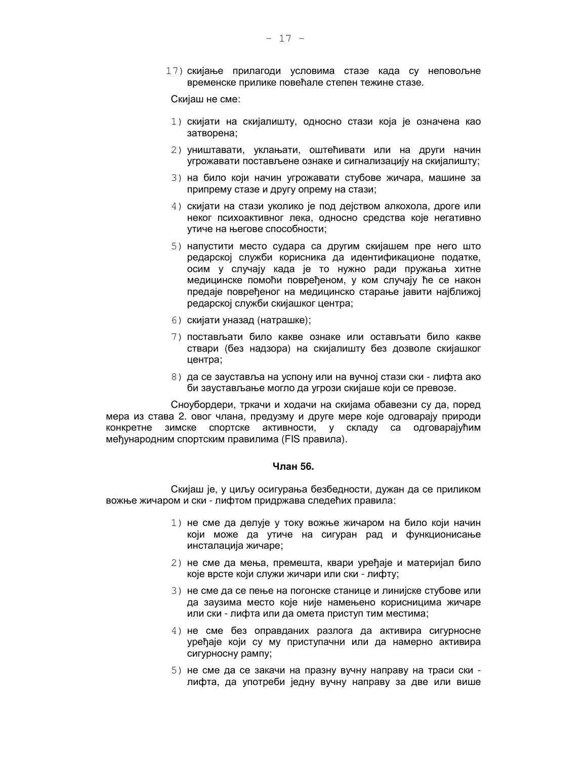17) скијање прилагоди условима стазе када су неповољне временске прилике повећале степен тежине стазе.

Скијаш не сме:

1) скијати на скијалишту, односно стази која је означена као затворена;
2) уништавати, уклањати, оштећивати или на други начин угрожавати постављене ознаке и сигнализацију на скијалишту;
3) на било који начин угрожавати стубове жичара, машине за припрему стазе и другу опрему на стази;
4) скијати на стази уколико је под дејством алкохола, дроге или неког психоактивног лека, односно средства које негативно утиче на његове способности;
5) напустити место судара са другим скијашем пре него што редарској служби корисника да идентификационе податке, осим у случају када је то нужно ради пружања хитне медицинске помоћи повређеном, у ком случају ће се након предаје повређеног на медицинско старање јавити најближој редарској служби скијашког центра;
6) скијати уназад (натрашке);
7) постављати било какве ознаке или остављати било какве ствари (без надзора) на скијалишту без дозволе скијашког центра;
8) да се зауставља на успону или на вучној стази ски - лифта ако би заустављање могло да угрози скијаше који се превозе.

Сноубордери, тркачи и ходачи на скијама обавезни су да, поред мера из става 2. овог члана, предузму и друге мере које одговарају природи конкретне зимске спортске активности, у складу са одговарајућим међународним спортским правилима (FIS правила).

**Члан 56.**

Скијаш је, у циљу осигурања безбедности, дужан да се приликом вожње жичаром и ски - лифтом придржава следећих правила:

1) не сме да делује у току вожње жичаром на било који начин који може да утиче на сигуран рад и функционисање инсталација жичаре;
2) не сме да мења, премешта, квари уређаје и материјал било које врсте који служи жичари или ски - лифту;
3) не сме да се пење на погонске станице и линијске стубове или да заузима место које није намењено корисницима жичаре или ски - лифта или да омета приступ тим местима;
4) не сме без оправданих разлога да активира сигурносне уређаје који су му приступачни или да намерно активира сигурносну рампу;
5) не сме да се закачи на празну вучну направу на траси ски - лифта, да употреби једну вучну направу за две или више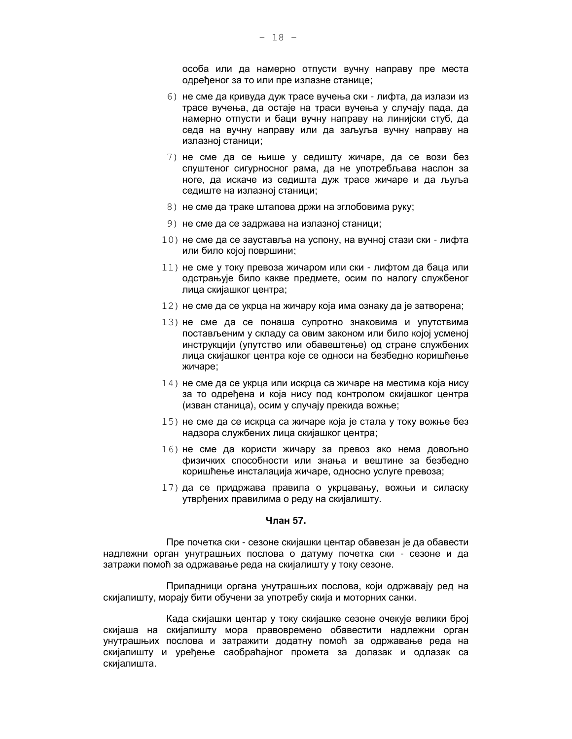особа или да намерно отпусти вучну направу пре места одређеног за то или пре излазне станице;

6) не сме да кривуда дуж трасе вучења ски - лифта, да излази из трасе вучења, да остаје на траси вучења у случају пада, да намерно отпусти и баци вучну направу на линијски стуб, да седа на вучну направу или да заљуља вучну направу на излазној станици;

7) не сме да се њише у седишту жичаре, да се вози без спуштеног сигурносног рама, да не употребљава наслон за ноге, да искаче из седишта дуж трасе жичаре и да љуља седиште на излазној станици;

8) не сме да траке штапова држи на зглобовима руку;

9) не сме да се задржава на излазној станици;

10) не сме да се зауставља на успону, на вучној стази ски - лифта или било којој површини;

11) не сме у току превоза жичаром или ски - лифтом да баца или одстрањује било какве предмете, осим по налогу службеног лица скијашког центра;

12) не сме да се укрца на жичару која има ознаку да је затворена;

13) не сме да се понаша супротно знаковима и упутствима постављеним у складу са овим законом или било којој усменој инструкцији (упутство или обавештење) од стране службених лица скијашког центра које се односи на безбедно коришћење жичаре;

14) не сме да се укрца или искрца са жичаре на местима која нису за то одређена и која нису под контролом скијашког центра (изван станица), осим у случају прекида вожње;

15) не сме да се искрца са жичаре која је стала у току вожње без надзора службених лица скијашког центра;

16) не сме да користи жичару за превоз ако нема довољно физичких способности или знања и вештине за безбедно коришћење инсталација жичаре, односно услуге превоза;

17) да се придржава правила о укрцавању, вожњи и силаску утврђених правилима о реду на скијалишту.

**Члан 57.**

Пре почетка ски - сезоне скијашки центар обавезан је да обавести надлежни орган унутрашњих послова о датуму почетка ски - сезоне и да затражи помоћ за одржавање реда на скијалишту у току сезоне.

Припадници органа унутрашњих послова, који одржавају ред на скијалишту, морају бити обучени за употребу скија и моторних санки.

Када скијашки центар у току скијашке сезоне очекује велики број скијаша на скијалишту мора правовремено обавестити надлежни орган унутрашњих послова и затражити додатну помоћ за одржавање реда на скијалишту и уређење саобраћајног промета за долазак и одлазак са скијалишта.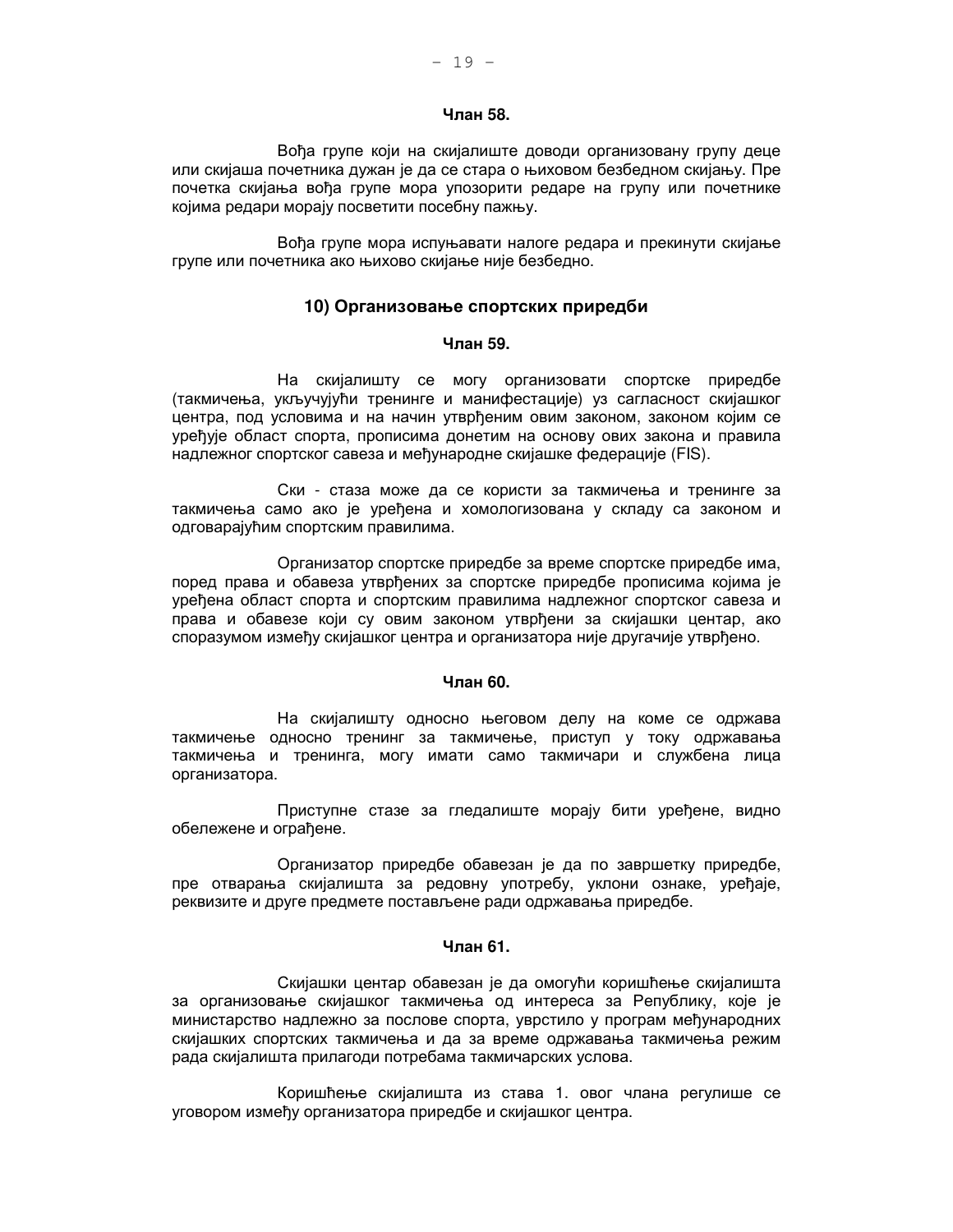**Члан 58.**

Вођа групе који на скијалиште доводи организовану групу деце или скијаша почетника дужан је да се стара о њиховом безбедном скијању. Пре почетка скијања вођа групе мора упозорити редаре на групу или почетнике којима редари морају посветити посебну пажњу.

Вођа групе мора испуњавати налоге редара и прекинути скијање групе или почетника ако њихово скијање није безбедно.

## 10) Организовање спортских приредби

**Члан 59.**

На скијалишту се могу организовати спортске приредбе (такмичења, укључујући тренинге и манифестације) уз сагласност скијашког центра, под условима и на начин утврђеним овим законом, законом којим се уређује област спорта, прописима донетим на основу ових закона и правила надлежног спортског савеза и међународне скијашке федерације (FIS).

Ски - стаза може да се користи за такмичења и тренинге за такмичења само ако је уређена и хомологизована у складу са законом и одговарајућим спортским правилима.

Организатор спортске приредбе за време спортске приредбе има, поред права и обавеза утврђених за спортске приредбе прописима којима је уређена област спорта и спортским правилима надлежног спортског савеза и права и обавезе који су овим законом утврђени за скијашки центар, ако споразумом између скијашког центра и организатора није другачије утврђено.

**Члан 60.**

На скијалишту односно његовом делу на коме се одржава такмичење односно тренинг за такмичење, приступ у току одржавања такмичења и тренинга, могу имати само такмичари и службена лица организатора.

Приступне стазе за гледалиште морају бити уређене, видно обележене и ограђене.

Организатор приредбе обавезан је да по завршетку приредбе, пре отварања скијалишта за редовну употребу, уклони ознаке, уређаје, реквизите и друге предмете постављене ради одржавања приредбе.

**Члан 61.**

Скијашки центар обавезан је да омогући коришћење скијалишта за организовање скијашког такмичења од интереса за Републику, које је министарство надлежно за послове спорта, уврстило у програм међународних скијашких спортских такмичења и да за време одржавања такмичења режим рада скијалишта прилагоди потребама такмичарских услова.

Коришћење скијалишта из става 1. овог члана регулише се уговором између организатора приредбе и скијашког центра.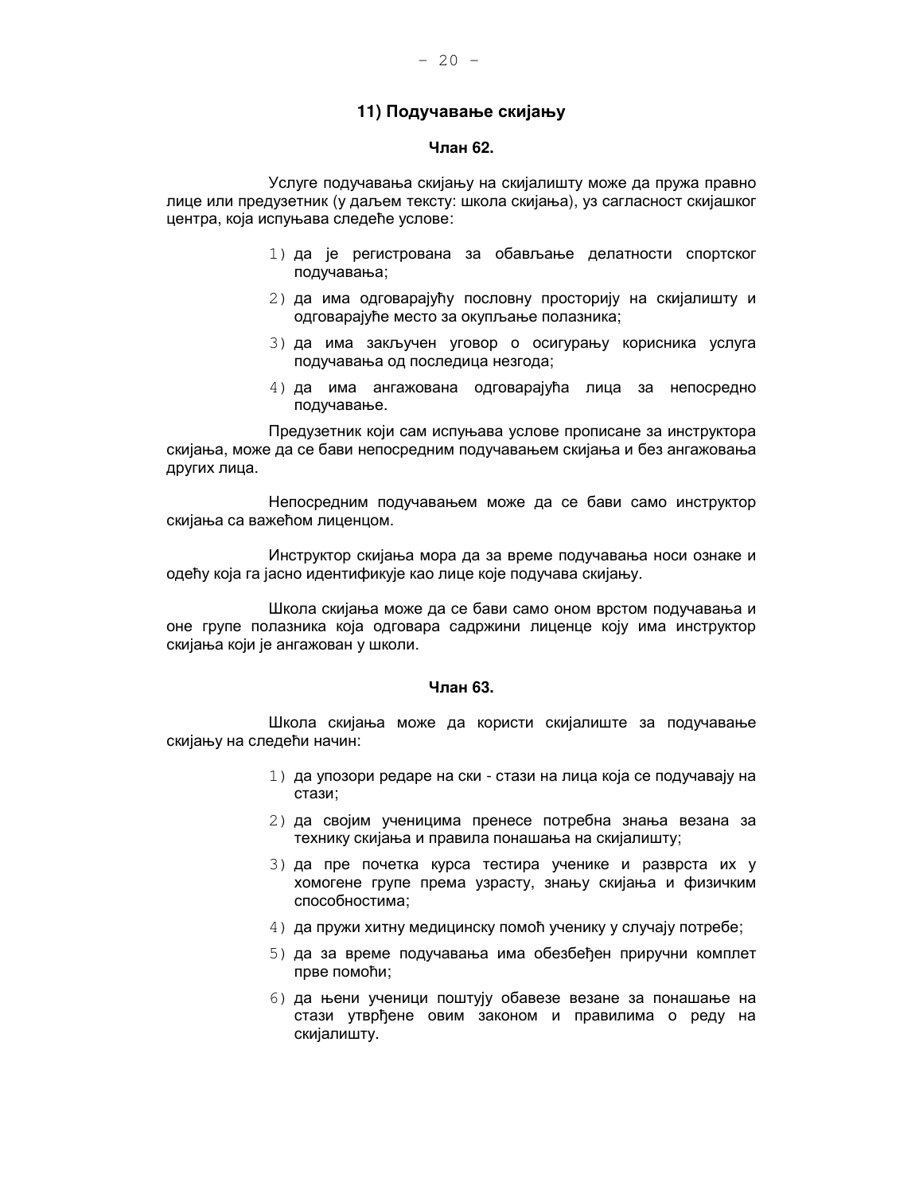### 11) Подучавање скијању

**Члан 62.**

Услуге подучавања скијању на скијалишту може да пружа правно лице или предузетник (у даљем тексту: школа скијања), уз сагласност скијашког центра, која испуњава следеће услове:

1) да је регистрована за обављање делатности спортског подучавања;
2) да има одговарајућу пословну просторију на скијалишту и одговарајуће место за окупљање полазника;
3) да има закључен уговор о осигурању корисника услуга подучавања од последица незгода;
4) да има ангажована одговарајућа лица за непосредно подучавање.

Предузетник који сам испуњава услове прописане за инструктора скијања, може да се бави непосредним подучавањем скијања и без ангажовања других лица.

Непосредним подучавањем може да се бави само инструктор скијања са важећом лиценцом.

Инструктор скијања мора да за време подучавања носи ознаке и одећу која га јасно идентификује као лице које подучава скијању.

Школа скијања може да се бави само оном врстом подучавања и оне групе полазника која одговара садржини лиценце коју има инструктор скијања који је ангажован у школи.

**Члан 63.**

Школа скијања може да користи скијалиште за подучавање скијању на следећи начин:

1) да упозори редаре на ски - стази на лица која се подучавају на стази;
2) да својим ученицима пренесе потребна знања везана за технику скијања и правила понашања на скијалишту;
3) да пре почетка курса тестира ученике и разврста их у хомогене групе према узрасту, знању скијања и физичким способностима;
4) да пружи хитну медицинску помоћ ученику у случају потребе;
5) да за време подучавања има обезбеђен приручни комплет прве помоћи;
6) да њени ученици поштују обавезе везане за понашање на стази утврђене овим законом и правилима о реду на скијалишту.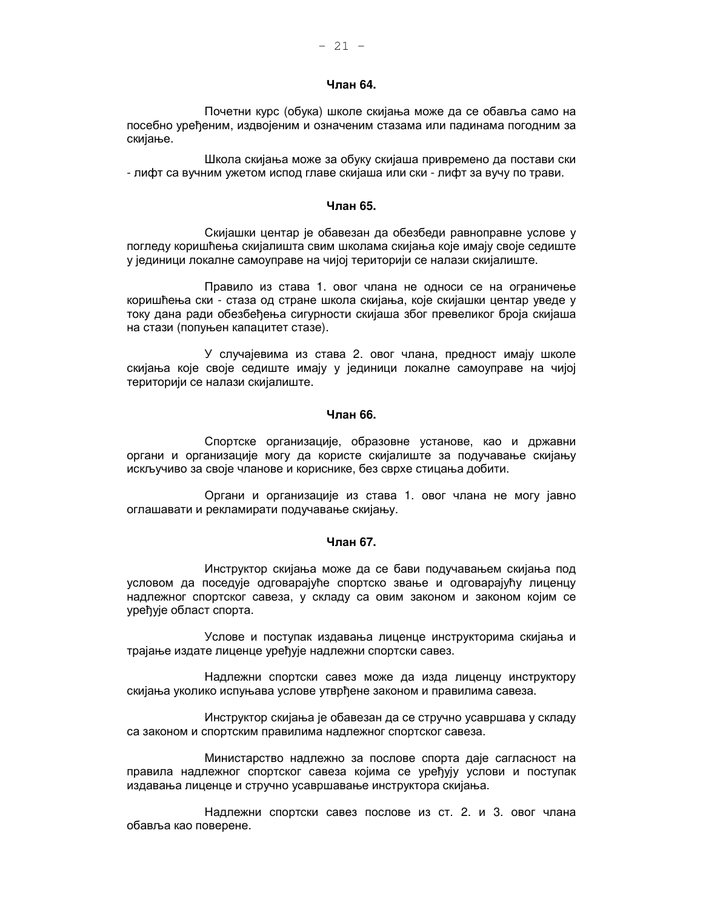**Члан 64.**

Почетни курс (обука) школе скијања може да се обавља само на посебно уређеним, издвојеним и означеним стазама или падинама погодним за скијање.

Школа скијања може за обуку скијаша привремено да постави ски - лифт са вучним ужетом испод главе скијаша или ски - лифт за вучу по трави.

**Члан 65.**

Скијашки центар је обавезан да обезбеди равноправне услове у погледу коришћења скијалишта свим школама скијања које имају своје седиште у јединици локалне самоуправе на чијој територији се налази скијалиште.

Правило из става 1. овог члана не односи се на ограничење коришћења ски - стаза од стране школа скијања, које скијашки центар уведе у току дана ради обезбеђења сигурности скијаша због превеликог броја скијаша на стази (попуњен капацитет стазе).

У случајевима из става 2. овог члана, предност имају школе скијања које своје седиште имају у јединици локалне самоуправе на чијој територији се налази скијалиште.

**Члан 66.**

Спортске организације, образовне установе, као и државни органи и организације могу да користе скијалиште за подучавање скијању искључиво за своје чланове и кориснике, без сврхе стицања добити.

Органи и организације из става 1. овог члана не могу јавно оглашавати и рекламирати подучавање скијању.

**Члан 67.**

Инструктор скијања може да се бави подучавањем скијања под условом да поседује одговарајуће спортско звање и одговарајућу лиценцу надлежног спортског савеза, у складу са овим законом и законом којим се уређује област спорта.

Услове и поступак издавања лиценце инструкторима скијања и трајање издате лиценце уређује надлежни спортски савез.

Надлежни спортски савез може да изда лиценцу инструктору скијања уколико испуњава услове утврђене законом и правилима савеза.

Инструктор скијања је обавезан да се стручно усавршава у складу са законом и спортским правилима надлежног спортског савеза.

Министарство надлежно за послове спорта даје сагласност на правила надлежног спортског савеза којима се уређују услови и поступак издавања лиценце и стручно усавршавање инструктора скијања.

Надлежни спортски савез послове из ст. 2. и 3. овог члана обавља као поверене.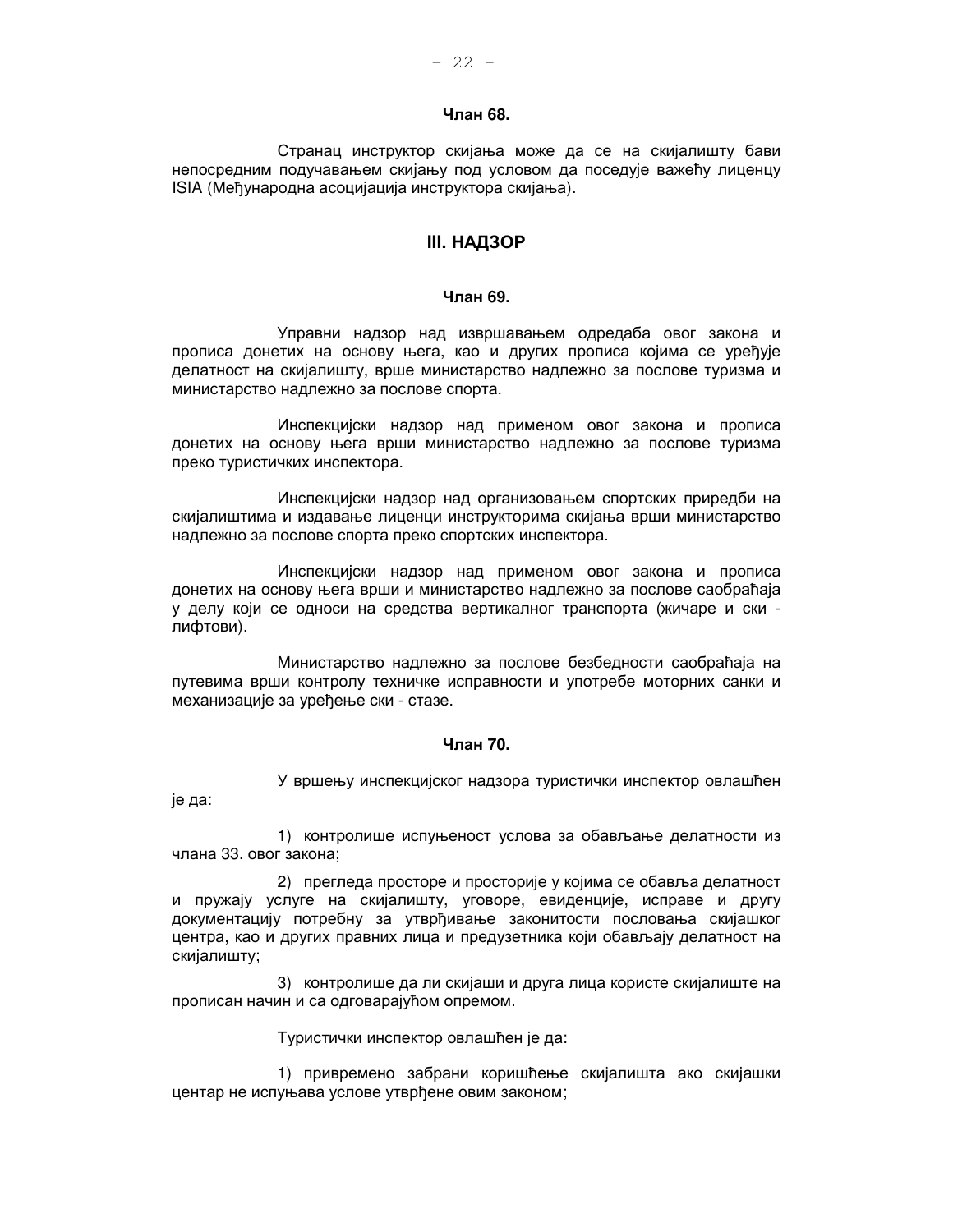**Члан 68.**

Странац инструктор скијања може да се на скијалишту бави непосредним подучавањем скијању под условом да поседује важећу лиценцу ISIA (Међународна асоцијација инструктора скијања).

## III. НАДЗОР

**Члан 69.**

Управни надзор над извршавањем одредаба овог закона и прописа донетих на основу њега, као и других прописа којима се уређује делатност на скијалишту, врше министарство надлежно за послове туризма и министарство надлежно за послове спорта.

Инспекцијски надзор над применом овог закона и прописа донетих на основу њега врши министарство надлежно за послове туризма преко туристичких инспектора.

Инспекцијски надзор над организовањем спортских приредби на скијалиштима и издавање лиценци инструкторима скијања врши министарство надлежно за послове спорта преко спортских инспектора.

Инспекцијски надзор над применом овог закона и прописа донетих на основу њега врши и министарство надлежно за послове саобраћаја у делу који се односи на средства вертикалног транспорта (жичаре и ски - лифтови).

Министарство надлежно за послове безбедности саобраћаја на путевима врши контролу техничке исправности и употребе моторних санки и механизације за уређење ски - стазе.

**Члан 70.**

У вршењу инспекцијског надзора туристички инспектор овлашћен је да:

1) контролише испуњеност услова за обављање делатности из члана 33. овог закона;

2) прегледа просторе и просторије у којима се обавља делатност и пружају услуге на скијалишту, уговоре, евиденције, исправе и другу документацију потребну за утврђивање законитости пословања скијашког центра, као и других правних лица и предузетника који обављају делатност на скијалишту;

3) контролише да ли скијаши и друга лица користе скијалиште на прописан начин и са одговарајућом опремом.

Туристички инспектор овлашћен је да:

1) привремено забрани коришћење скијалишта ако скијашки центар не испуњава услове утврђене овим законом;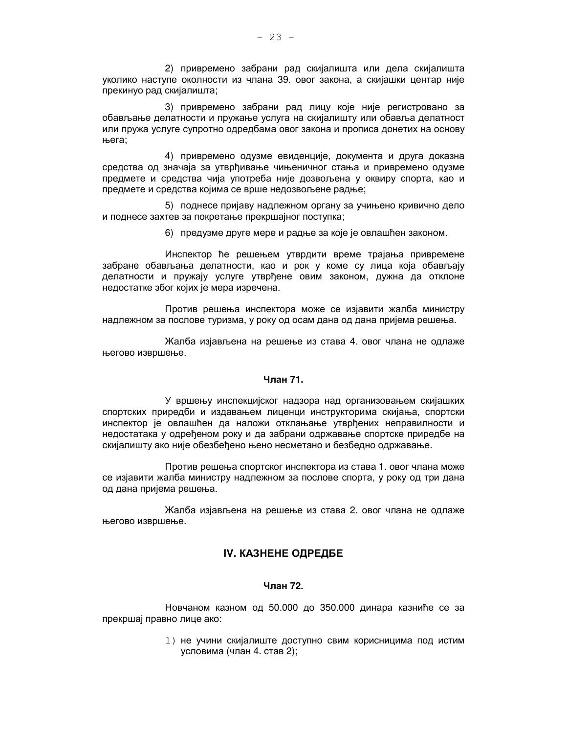2) привремено забрани рад скијалишта или дела скијалишта уколико наступе околности из члана 39. овог закона, а скијашки центар није прекинуо рад скијалишта;

3) привремено забрани рад лицу које није регистровано за обављање делатности и пружање услуга на скијалишту или обавља делатност или пружа услуге супротно одредбама овог закона и прописа донетих на основу њега;

4) привремено одузме евиденције, документа и друга доказна средства од значаја за утврђивање чињеничног стања и привремено одузме предмете и средства чија употреба није дозвољена у оквиру спорта, као и предмете и средства којима се врше недозвољене радње;

5) поднесе пријаву надлежном органу за учињено кривично дело и поднесе захтев за покретање прекршајног поступка;

6) предузме друге мере и радње за које је овлашћен законом.

Инспектор ће решењем утврдити време трајања привремене забране обављања делатности, као и рок у коме су лица која обављају делатности и пружају услуге утврђене овим законом, дужна да отклоне недостатке због којих је мера изречена.

Против решења инспектора може се изјавити жалба министру надлежном за послове туризма, у року од осам дана од дана пријема решења.

Жалба изјављена на решење из става 4. овог члана не одлаже његово извршење.

**Члан 71.**

У вршењу инспекцијског надзора над организовањем скијашких спортских приредби и издавањем лиценци инструкторима скијања, спортски инспектор је овлашћен да наложи отклањање утврђених неправилности и недостатака у одређеном року и да забрани одржавање спортске приредбе на скијалишту ако није обезбеђено њено несметано и безбедно одржавање.

Против решења спортског инспектора из става 1. овог члана може се изјавити жалба министру надлежном за послове спорта, у року од три дана од дана пријема решења.

Жалба изјављена на решење из става 2. овог члана не одлаже његово извршење.

## IV. КАЗНЕНЕ ОДРЕДБЕ

**Члан 72.**

Новчаном казном од 50.000 до 350.000 динара казниће се за прекршај правно лице ако:

1) не учини скијалиште доступно свим корисницима под истим условима (члан 4. став 2);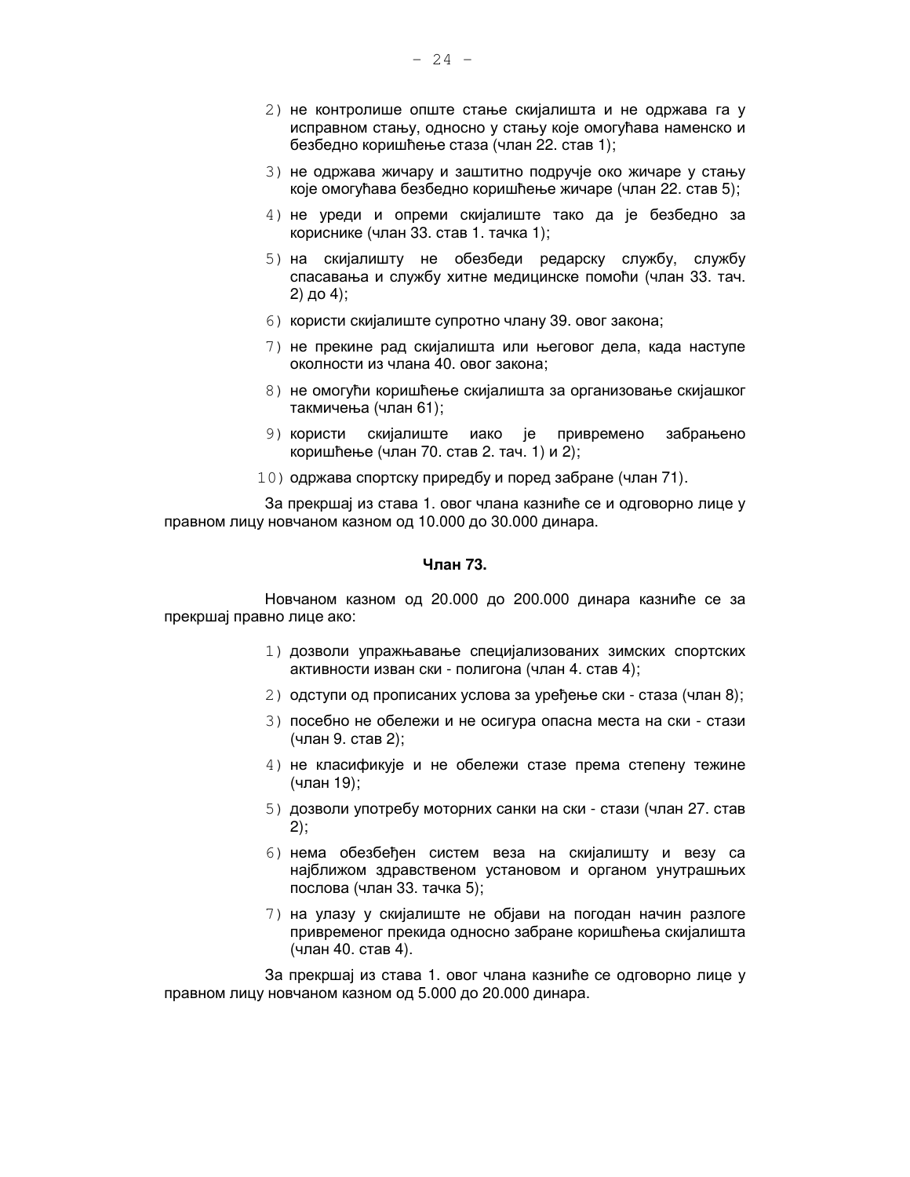2) не контролише опште стање скијалишта и не одржава га у исправном стању, односно у стању које омогућава наменско и безбедно коришћење стаза (члан 22. став 1);

3) не одржава жичару и заштитно подручје око жичаре у стању које омогућава безбедно коришћење жичаре (члан 22. став 5);

4) не уреди и опреми скијалиште тако да је безбедно за кориснике (члан 33. став 1. тачка 1);

5) на скијалишту не обезбеди редарску службу, службу спасавања и службу хитне медицинске помоћи (члан 33. тач. 2) до 4);

6) користи скијалиште супротно члану 39. овог закона;

7) не прекине рад скијалишта или његовог дела, када наступе околности из члана 40. овог закона;

8) не омогући коришћење скијалишта за организовање скијашког такмичења (члан 61);

9) користи скијалиште иако је привремено забрањено коришћење (члан 70. став 2. тач. 1) и 2);

10) одржава спортску приредбу и поред забране (члан 71).

За прекршај из става 1. овог члана казниће се и одговорно лице у правном лицу новчаном казном од 10.000 до 30.000 динара.

**Члан 73.**

Новчаном казном од 20.000 до 200.000 динара казниће се за прекршај правно лице ако:

1) дозволи упражњавање специјализованих зимских спортских активности изван ски - полигона (члан 4. став 4);

2) одступи од прописаних услова за уређење ски - стаза (члан 8);

3) посебно не обележи и не осигура опасна места на ски - стази (члан 9. став 2);

4) не класификује и не обележи стазе према степену тежине (члан 19);

5) дозволи употребу моторних санки на ски - стази (члан 27. став 2);

6) нема обезбеђен систем веза на скијалишту и везу са најближом здравственом установом и органом унутрашњих послова (члан 33. тачка 5);

7) на улазу у скијалиште не објави на погодан начин разлоге привременог прекида односно забране коришћења скијалишта (члан 40. став 4).

За прекршај из става 1. овог члана казниће се одговорно лице у правном лицу новчаном казном од 5.000 до 20.000 динара.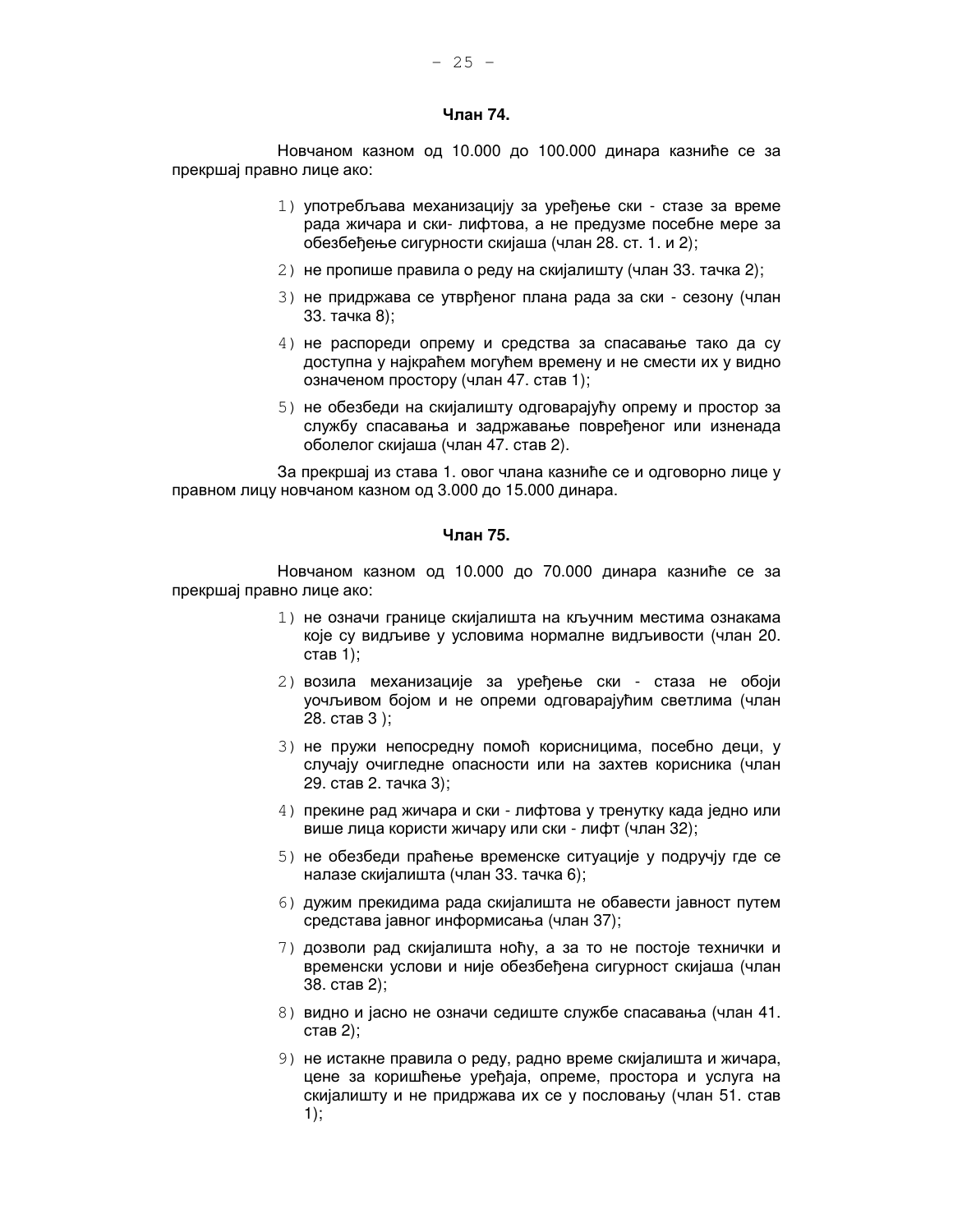**Члан 74.**

Новчаном казном од 10.000 до 100.000 динара казниће се за прекршај правно лице ако:

1) употребљава механизацију за уређење ски - стазе за време рада жичара и ски- лифтова, а не предузме посебне мере за обезбеђење сигурности скијаша (члан 28. ст. 1. и 2);
2) не пропише правила о реду на скијалишту (члан 33. тачка 2);
3) не придржава се утврђеног плана рада за ски - сезону (члан 33. тачка 8);
4) не распореди опрему и средства за спасавање тако да су доступна у најкраћем могућем времену и не смести их у видно означеном простору (члан 47. став 1);
5) не обезбеди на скијалишту одговарајућу опрему и простор за службу спасавања и задржавање повређеног или изненада оболелог скијаша (члан 47. став 2).

За прекршај из става 1. овог члана казниће се и одговорно лице у правном лицу новчаном казном од 3.000 до 15.000 динара.

**Члан 75.**

Новчаном казном од 10.000 до 70.000 динара казниће се за прекршај правно лице ако:

1) не означи границе скијалишта на кључним местима ознакама које су видљиве у условима нормалне видљивости (члан 20. став 1);
2) возила механизације за уређење ски - стаза не обоји уочљивом бојом и не опреми одговарајућим светлима (члан 28. став 3 );
3) не пружи непосредну помоћ корисницима, посебно деци, у случају очигледне опасности или на захтев корисника (члан 29. став 2. тачка 3);
4) прекине рад жичара и ски - лифтова у тренутку када једно или више лица користи жичару или ски - лифт (члан 32);
5) не обезбеди праћење временске ситуације у подручју где се налазе скијалишта (члан 33. тачка 6);
6) дужим прекидима рада скијалишта не обавести јавност путем средстава јавног информисања (члан 37);
7) дозволи рад скијалишта ноћу, а за то не постоје технички и временски услови и није обезбеђена сигурност скијаша (члан 38. став 2);
8) видно и јасно не означи седиште службе спасавања (члан 41. став 2);
9) не истакне правила о реду, радно време скијалишта и жичара, цене за коришћење уређаја, опреме, простора и услуга на скијалишту и не придржава их се у пословању (члан 51. став 1);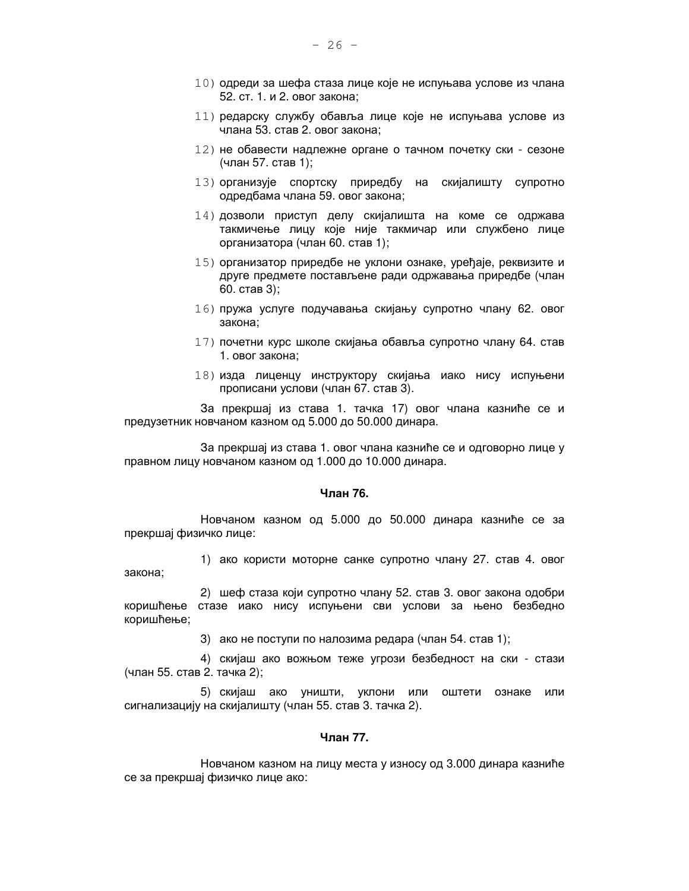10) одреди за шефа стаза лице које не испуњава услове из члана 52. ст. 1. и 2. овог закона;

11) редарску службу обавља лице које не испуњава услове из члана 53. став 2. овог закона;

12) не обавести надлежне органе о тачном почетку ски - сезоне (члан 57. став 1);

13) организује спортску приредбу на скијалишту супротно одредбама члана 59. овог закона;

14) дозволи приступ делу скијалишта на коме се одржава такмичење лицу које није такмичар или службено лице организатора (члан 60. став 1);

15) организатор приредбе не уклони ознаке, уређаје, реквизите и друге предмете постављене ради одржавања приредбе (члан 60. став 3);

16) пружа услуге подучавања скијању супротно члану 62. овог закона;

17) почетни курс школе скијања обавља супротно члану 64. став 1. овог закона;

18) изда лиценцу инструктору скијања иако нису испуњени прописани услови (члан 67. став 3).

За прекршај из става 1. тачка 17) овог члана казниће се и предузетник новчаном казном од 5.000 до 50.000 динара.

За прекршај из става 1. овог члана казниће се и одговорно лице у правном лицу новчаном казном од 1.000 до 10.000 динара.

**Члан 76.**

Новчаном казном од 5.000 до 50.000 динара казниће се за прекршај физичко лице:

1) ако користи моторне санке супротно члану 27. став 4. овог закона;

2) шеф стаза који супротно члану 52. став 3. овог закона одобри коришћење стазе иако нису испуњени сви услови за њено безбедно коришћење;

3) ако не поступи по налозима редара (члан 54. став 1);

4) скијаш ако вожњом теже угрози безбедност на ски - стази (члан 55. став 2. тачка 2);

5) скијаш ако уништи, уклони или оштети ознаке или сигнализацију на скијалишту (члан 55. став 3. тачка 2).

**Члан 77.**

Новчаном казном на лицу места у износу од 3.000 динара казниће се за прекршај физичко лице ако: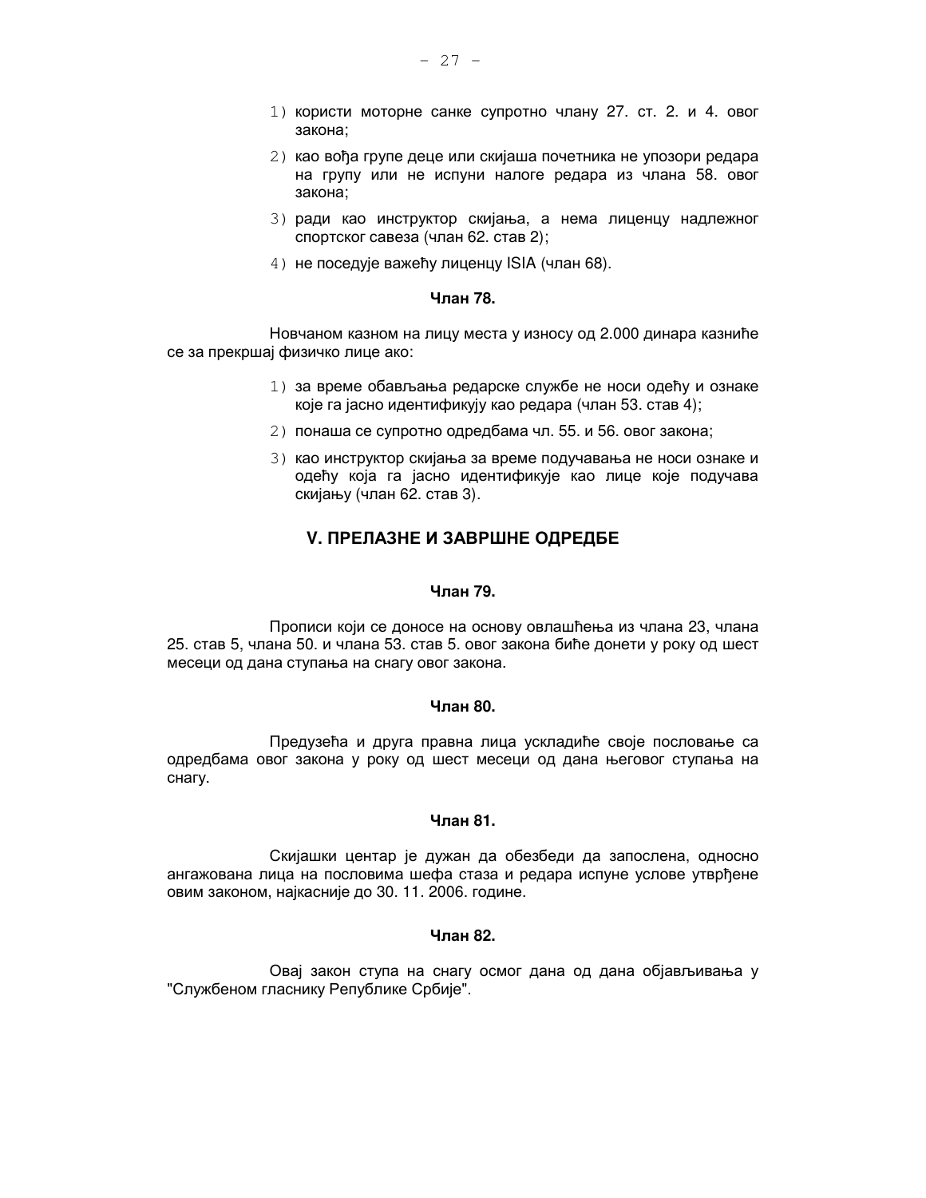1) користи моторне санке супротно члану 27. ст. 2. и 4. овог закона;

2) као вођа групе деце или скијаша почетника не упозори редара на групу или не испуни налоге редара из члана 58. овог закона;

3) ради као инструктор скијања, а нема лиценцу надлежног спортског савеза (члан 62. став 2);

4) не поседује важећу лиценцу ISIA (члан 68).

**Члан 78.**

Новчаном казном на лицу места у износу од 2.000 динара казниће се за прекршај физичко лице ако:

1) за време обављања редарске службе не носи одећу и ознаке које га јасно идентификују као редара (члан 53. став 4);

2) понаша се супротно одредбама чл. 55. и 56. овог закона;

3) као инструктор скијања за време подучавања не носи ознаке и одећу која га јасно идентификује као лице које подучава скијању (члан 62. став 3).

## V. ПРЕЛАЗНЕ И ЗАВРШНЕ ОДРЕДБЕ

**Члан 79.**

Прописи који се доносе на основу овлашћења из члана 23, члана 25. став 5, члана 50. и члана 53. став 5. овог закона биће донети у року од шест месеци од дана ступања на снагу овог закона.

**Члан 80.**

Предузећа и друга правна лица ускладиће своје пословање са одредбама овог закона у року од шест месеци од дана његовог ступања на снагу.

**Члан 81.**

Скијашки центар је дужан да обезбеди да запослена, односно ангажована лица на пословима шефа стаза и редара испуне услове утврђене овим законом, најкасније до 30. 11. 2006. године.

**Члан 82.**

Овај закон ступа на снагу осмог дана од дана објављивања у "Службеном гласнику Републике Србије".